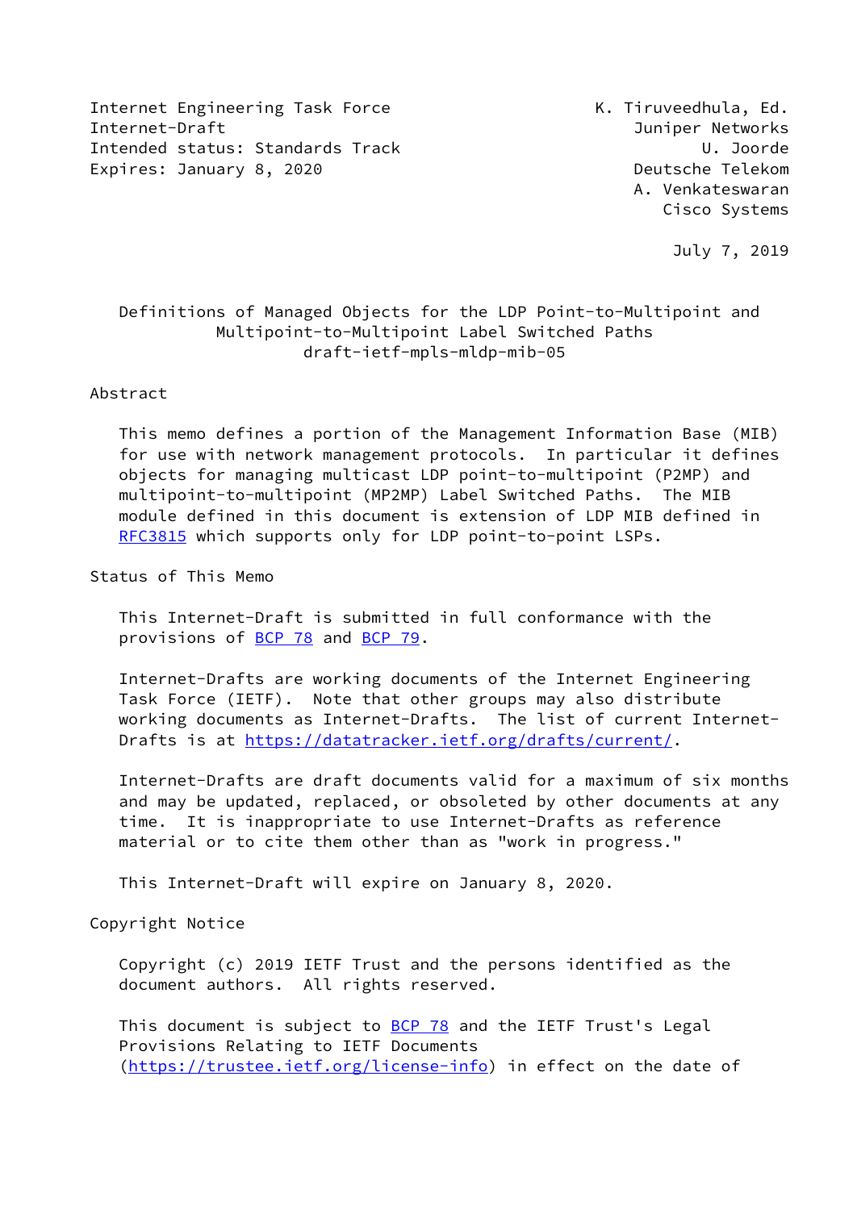Internet Engineering Task Force K. Tiruveedhula, Ed.
Internet-Draft Juniper Networks
Intended status: Standards Track U. Joorde
Expires: January 8, 2020 Deutsche Telekom
A. Venkateswaran
Cisco Systems

July 7, 2019

# Definitions of Managed Objects for the LDP Point-to-Multipoint and Multipoint-to-Multipoint Label Switched Paths

draft-ietf-mpls-mldp-mib-05

## Abstract

This memo defines a portion of the Management Information Base (MIB) for use with network management protocols. In particular it defines objects for managing multicast LDP point-to-multipoint (P2MP) and multipoint-to-multipoint (MP2MP) Label Switched Paths. The MIB module defined in this document is extension of LDP MIB defined in RFC3815 which supports only for LDP point-to-point LSPs.

## Status of This Memo

This Internet-Draft is submitted in full conformance with the provisions of BCP 78 and BCP 79.

Internet-Drafts are working documents of the Internet Engineering Task Force (IETF). Note that other groups may also distribute working documents as Internet-Drafts. The list of current Internet-Drafts is at https://datatracker.ietf.org/drafts/current/.

Internet-Drafts are draft documents valid for a maximum of six months and may be updated, replaced, or obsoleted by other documents at any time. It is inappropriate to use Internet-Drafts as reference material or to cite them other than as "work in progress."

This Internet-Draft will expire on January 8, 2020.

## Copyright Notice

Copyright (c) 2019 IETF Trust and the persons identified as the document authors. All rights reserved.

This document is subject to BCP 78 and the IETF Trust's Legal Provisions Relating to IETF Documents (https://trustee.ietf.org/license-info) in effect on the date of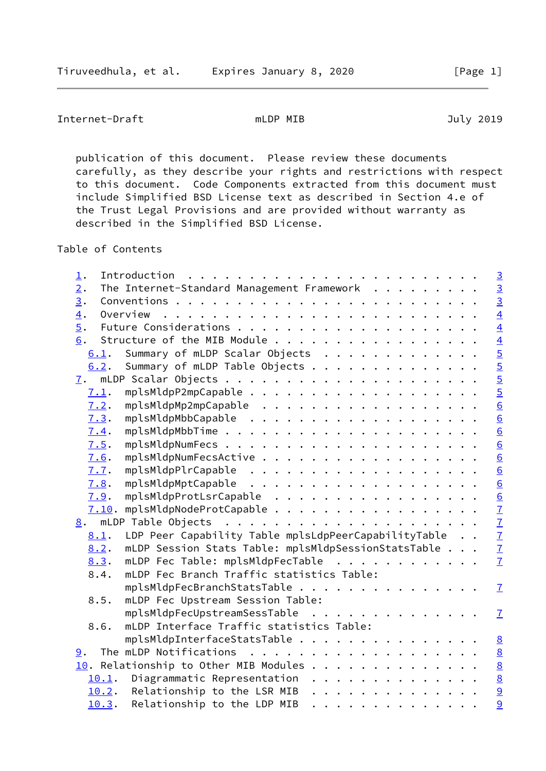publication of this document. Please review these documents carefully, as they describe your rights and restrictions with respect to this document. Code Components extracted from this document must include Simplified BSD License text as described in Section 4.e of the Trust Legal Provisions and are provided without warranty as described in the Simplified BSD License.

## Table of Contents

```
   1.  Introduction  . . . . . . . . . . . . . . . . . . . . . . . .   3
   2.  The Internet-Standard Management Framework  . . . . . . . . .   3
   3.  Conventions . . . . . . . . . . . . . . . . . . . . . . . . .   3
   4.  Overview  . . . . . . . . . . . . . . . . . . . . . . . . . .   4
   5.  Future Considerations . . . . . . . . . . . . . . . . . . . .   4
   6.  Structure of the MIB Module . . . . . . . . . . . . . . . . .   4
     6.1.  Summary of mLDP Scalar Objects  . . . . . . . . . . . . .   5
     6.2.  Summary of mLDP Table Objects . . . . . . . . . . . . . .   5
   7.  mLDP Scalar Objects . . . . . . . . . . . . . . . . . . . . .   5
     7.1.  mplsMldpP2mpCapable . . . . . . . . . . . . . . . . . . .   5
     7.2.  mplsMldpMp2mpCapable  . . . . . . . . . . . . . . . . . .   6
     7.3.  mplsMldpMbbCapable  . . . . . . . . . . . . . . . . . . .   6
     7.4.  mplsMldpMbbTime . . . . . . . . . . . . . . . . . . . . .   6
     7.5.  mplsMldpNumFecs . . . . . . . . . . . . . . . . . . . . .   6
     7.6.  mplsMldpNumFecsActive . . . . . . . . . . . . . . . . . .   6
     7.7.  mplsMldpPlrCapable  . . . . . . . . . . . . . . . . . . .   6
     7.8.  mplsMldpMptCapable  . . . . . . . . . . . . . . . . . . .   6
     7.9.  mplsMldpProtLsrCapable  . . . . . . . . . . . . . . . . .   6
     7.10. mplsMldpNodeProtCapable . . . . . . . . . . . . . . . . .   7
   8.  mLDP Table Objects  . . . . . . . . . . . . . . . . . . . . .   7
     8.1.  LDP Peer Capability Table mplsLdpPeerCapabilityTable  . .   7
     8.2.  mLDP Session Stats Table: mplsMldpSessionStatsTable . . .   7
     8.3.  mLDP Fec Table: mplsMldpFecTable  . . . . . . . . . . . .   7
     8.4.  mLDP Fec Branch Traffic statistics Table:
           mplsMldpFecBranchStatsTable . . . . . . . . . . . . . . .   7
     8.5.  mLDP Fec Upstream Session Table:
           mplsMldpFecUpstreamSessTable  . . . . . . . . . . . . . .   7
     8.6.  mLDP Interface Traffic statistics Table:
           mplsMldpInterfaceStatsTable . . . . . . . . . . . . . . .   8
   9.  The mLDP Notifications  . . . . . . . . . . . . . . . . . . .   8
   10. Relationship to Other MIB Modules . . . . . . . . . . . . . .   8
     10.1.  Diagrammatic Representation  . . . . . . . . . . . . . .   8
     10.2.  Relationship to the LSR MIB  . . . . . . . . . . . . . .   9
     10.3.  Relationship to the LDP MIB  . . . . . . . . . . . . . .   9
```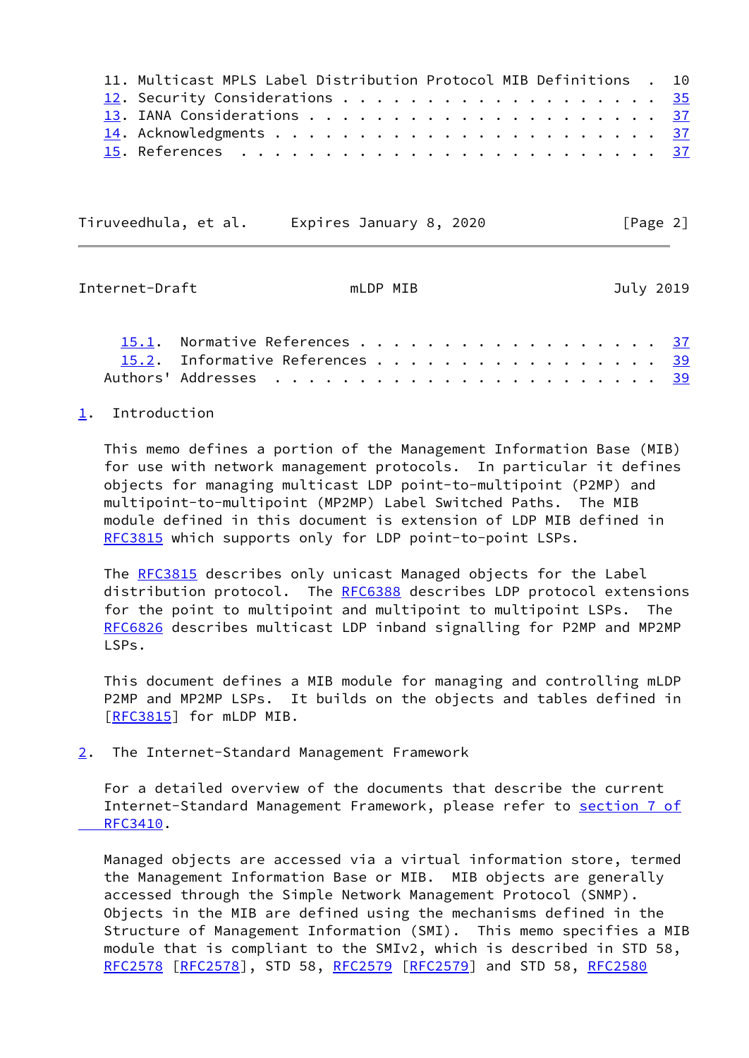11. Multicast MPLS Label Distribution Protocol MIB Definitions . 10
12. Security Considerations . . . . . . . . . . . . . . . . . . . 35
13. IANA Considerations . . . . . . . . . . . . . . . . . . . . . 37
14. Acknowledgments . . . . . . . . . . . . . . . . . . . . . . . 37
15. References . . . . . . . . . . . . . . . . . . . . . . . . . 37
  15.1. Normative References . . . . . . . . . . . . . . . . . . 37
  15.2. Informative References . . . . . . . . . . . . . . . . . 39
Authors' Addresses . . . . . . . . . . . . . . . . . . . . . . . 39

## 1. Introduction

This memo defines a portion of the Management Information Base (MIB) for use with network management protocols. In particular it defines objects for managing multicast LDP point-to-multipoint (P2MP) and multipoint-to-multipoint (MP2MP) Label Switched Paths. The MIB module defined in this document is extension of LDP MIB defined in RFC3815 which supports only for LDP point-to-point LSPs.

The RFC3815 describes only unicast Managed objects for the Label distribution protocol. The RFC6388 describes LDP protocol extensions for the point to multipoint and multipoint to multipoint LSPs. The RFC6826 describes multicast LDP inband signalling for P2MP and MP2MP LSPs.

This document defines a MIB module for managing and controlling mLDP P2MP and MP2MP LSPs. It builds on the objects and tables defined in [RFC3815] for mLDP MIB.

## 2. The Internet-Standard Management Framework

For a detailed overview of the documents that describe the current Internet-Standard Management Framework, please refer to section 7 of RFC3410.

Managed objects are accessed via a virtual information store, termed the Management Information Base or MIB. MIB objects are generally accessed through the Simple Network Management Protocol (SNMP). Objects in the MIB are defined using the mechanisms defined in the Structure of Management Information (SMI). This memo specifies a MIB module that is compliant to the SMIv2, which is described in STD 58, RFC2578 [RFC2578], STD 58, RFC2579 [RFC2579] and STD 58, RFC2580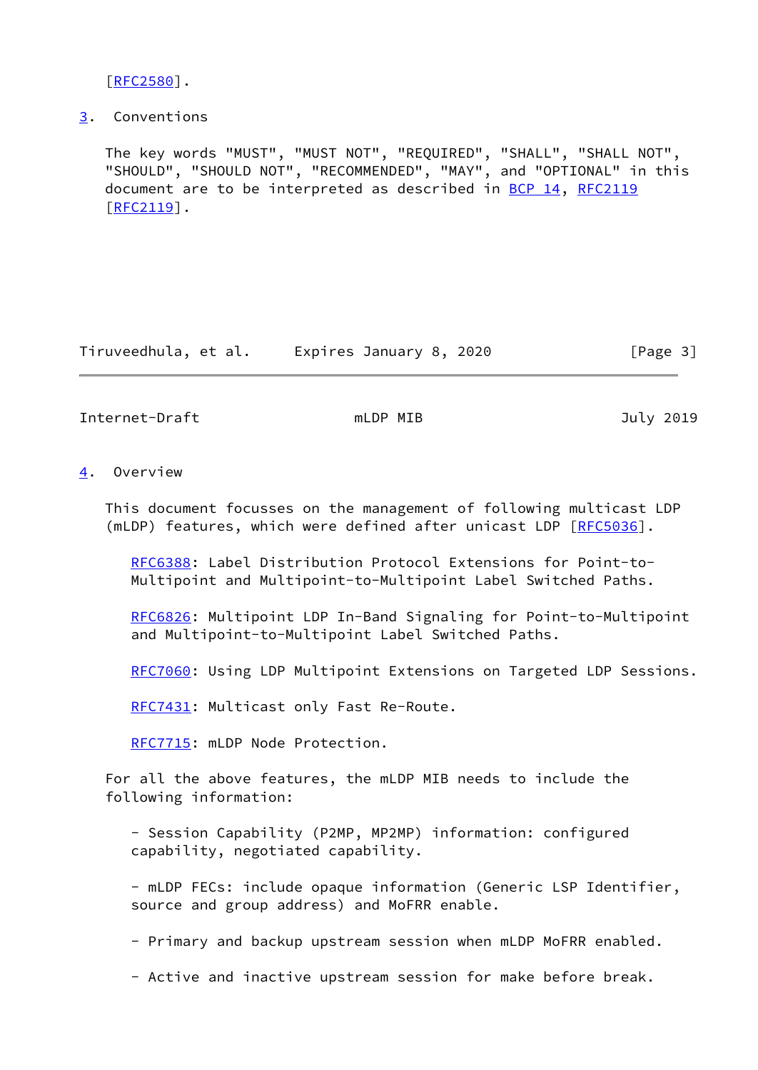[RFC2580].

## 3. Conventions

The key words "MUST", "MUST NOT", "REQUIRED", "SHALL", "SHALL NOT", "SHOULD", "SHOULD NOT", "RECOMMENDED", "MAY", and "OPTIONAL" in this document are to be interpreted as described in BCP 14, RFC2119 [RFC2119].

## 4. Overview

This document focusses on the management of following multicast LDP (mLDP) features, which were defined after unicast LDP [RFC5036].

RFC6388: Label Distribution Protocol Extensions for Point-to-Multipoint and Multipoint-to-Multipoint Label Switched Paths.

RFC6826: Multipoint LDP In-Band Signaling for Point-to-Multipoint and Multipoint-to-Multipoint Label Switched Paths.

RFC7060: Using LDP Multipoint Extensions on Targeted LDP Sessions.

RFC7431: Multicast only Fast Re-Route.

RFC7715: mLDP Node Protection.

For all the above features, the mLDP MIB needs to include the following information:

- Session Capability (P2MP, MP2MP) information: configured capability, negotiated capability.

- mLDP FECs: include opaque information (Generic LSP Identifier, source and group address) and MoFRR enable.

- Primary and backup upstream session when mLDP MoFRR enabled.

- Active and inactive upstream session for make before break.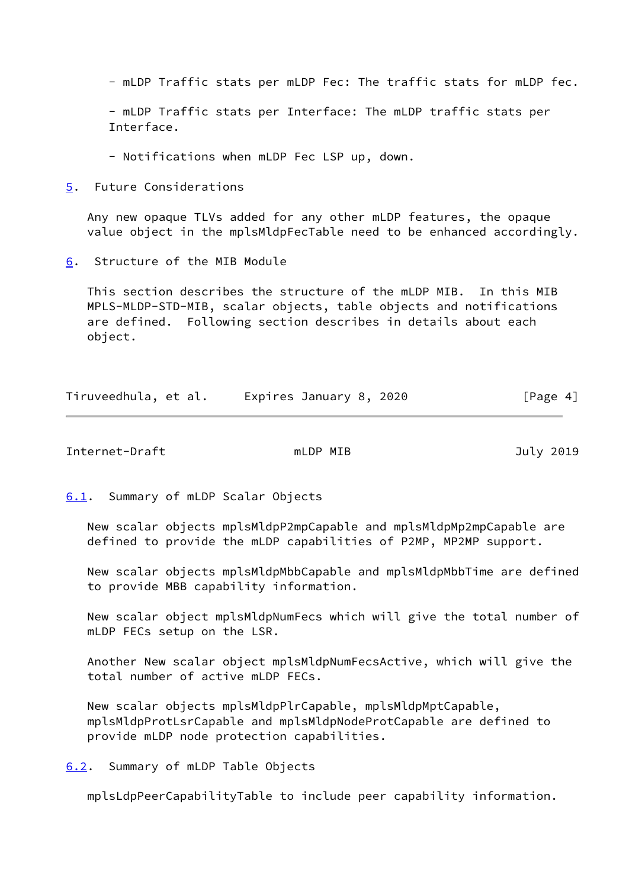- mLDP Traffic stats per mLDP Fec: The traffic stats for mLDP fec.

- mLDP Traffic stats per Interface: The mLDP traffic stats per Interface.

- Notifications when mLDP Fec LSP up, down.

## 5. Future Considerations

Any new opaque TLVs added for any other mLDP features, the opaque value object in the mplsMldpFecTable need to be enhanced accordingly.

## 6. Structure of the MIB Module

This section describes the structure of the mLDP MIB. In this MIB MPLS-MLDP-STD-MIB, scalar objects, table objects and notifications are defined. Following section describes in details about each object.

### 6.1. Summary of mLDP Scalar Objects

New scalar objects mplsMldpP2mpCapable and mplsMldpMp2mpCapable are defined to provide the mLDP capabilities of P2MP, MP2MP support.

New scalar objects mplsMldpMbbCapable and mplsMldpMbbTime are defined to provide MBB capability information.

New scalar object mplsMldpNumFecs which will give the total number of mLDP FECs setup on the LSR.

Another New scalar object mplsMldpNumFecsActive, which will give the total number of active mLDP FECs.

New scalar objects mplsMldpPlrCapable, mplsMldpMptCapable, mplsMldpProtLsrCapable and mplsMldpNodeProtCapable are defined to provide mLDP node protection capabilities.

### 6.2. Summary of mLDP Table Objects

mplsLdpPeerCapabilityTable to include peer capability information.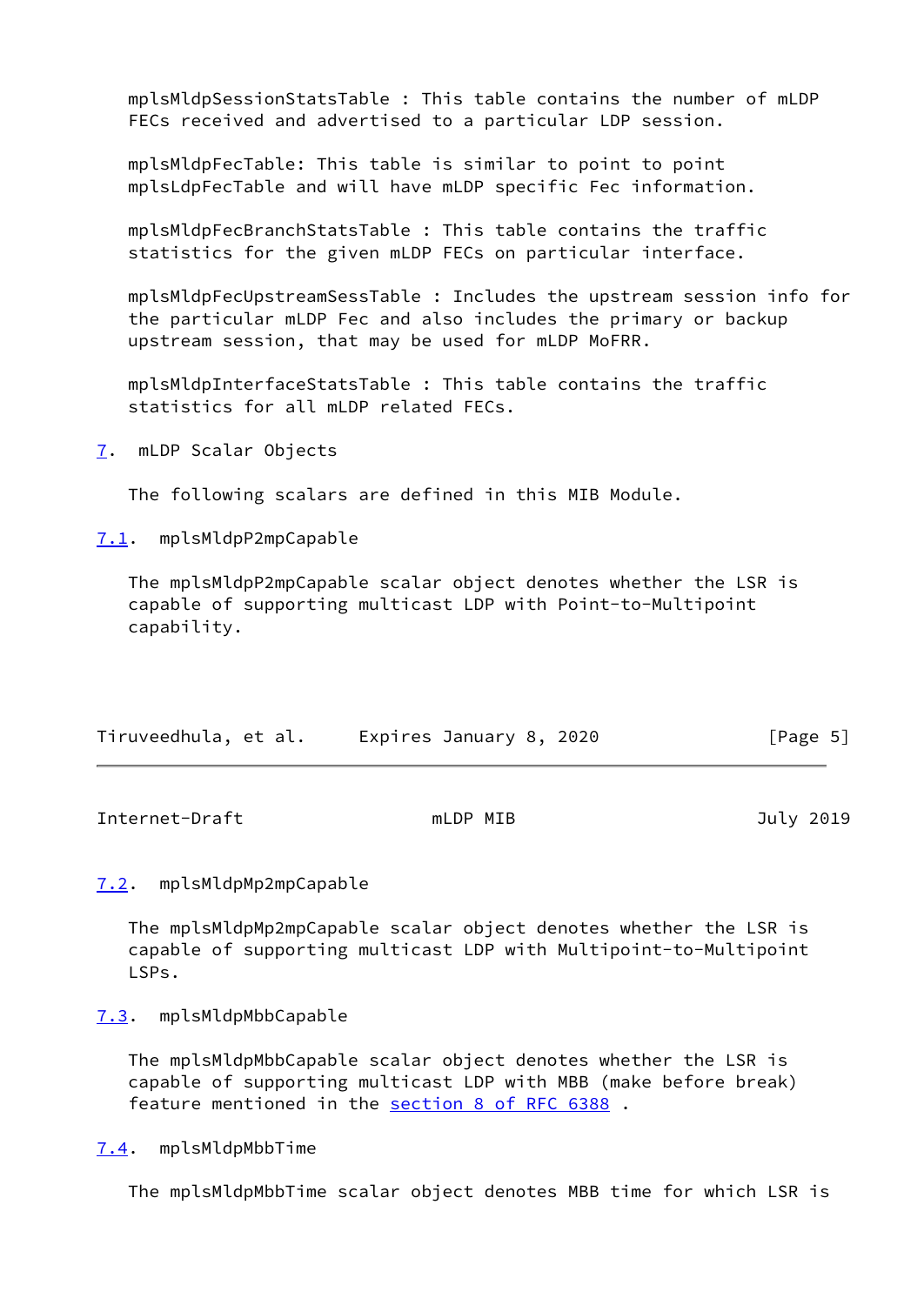mplsMldpSessionStatsTable : This table contains the number of mLDP FECs received and advertised to a particular LDP session.

mplsMldpFecTable: This table is similar to point to point mplsLdpFecTable and will have mLDP specific Fec information.

mplsMldpFecBranchStatsTable : This table contains the traffic statistics for the given mLDP FECs on particular interface.

mplsMldpFecUpstreamSessTable : Includes the upstream session info for the particular mLDP Fec and also includes the primary or backup upstream session, that may be used for mLDP MoFRR.

mplsMldpInterfaceStatsTable : This table contains the traffic statistics for all mLDP related FECs.

## 7. mLDP Scalar Objects

The following scalars are defined in this MIB Module.

### 7.1. mplsMldpP2mpCapable

The mplsMldpP2mpCapable scalar object denotes whether the LSR is capable of supporting multicast LDP with Point-to-Multipoint capability.

### 7.2. mplsMldpMp2mpCapable

The mplsMldpMp2mpCapable scalar object denotes whether the LSR is capable of supporting multicast LDP with Multipoint-to-Multipoint LSPs.

### 7.3. mplsMldpMbbCapable

The mplsMldpMbbCapable scalar object denotes whether the LSR is capable of supporting multicast LDP with MBB (make before break) feature mentioned in the section 8 of RFC 6388 .

### 7.4. mplsMldpMbbTime

The mplsMldpMbbTime scalar object denotes MBB time for which LSR is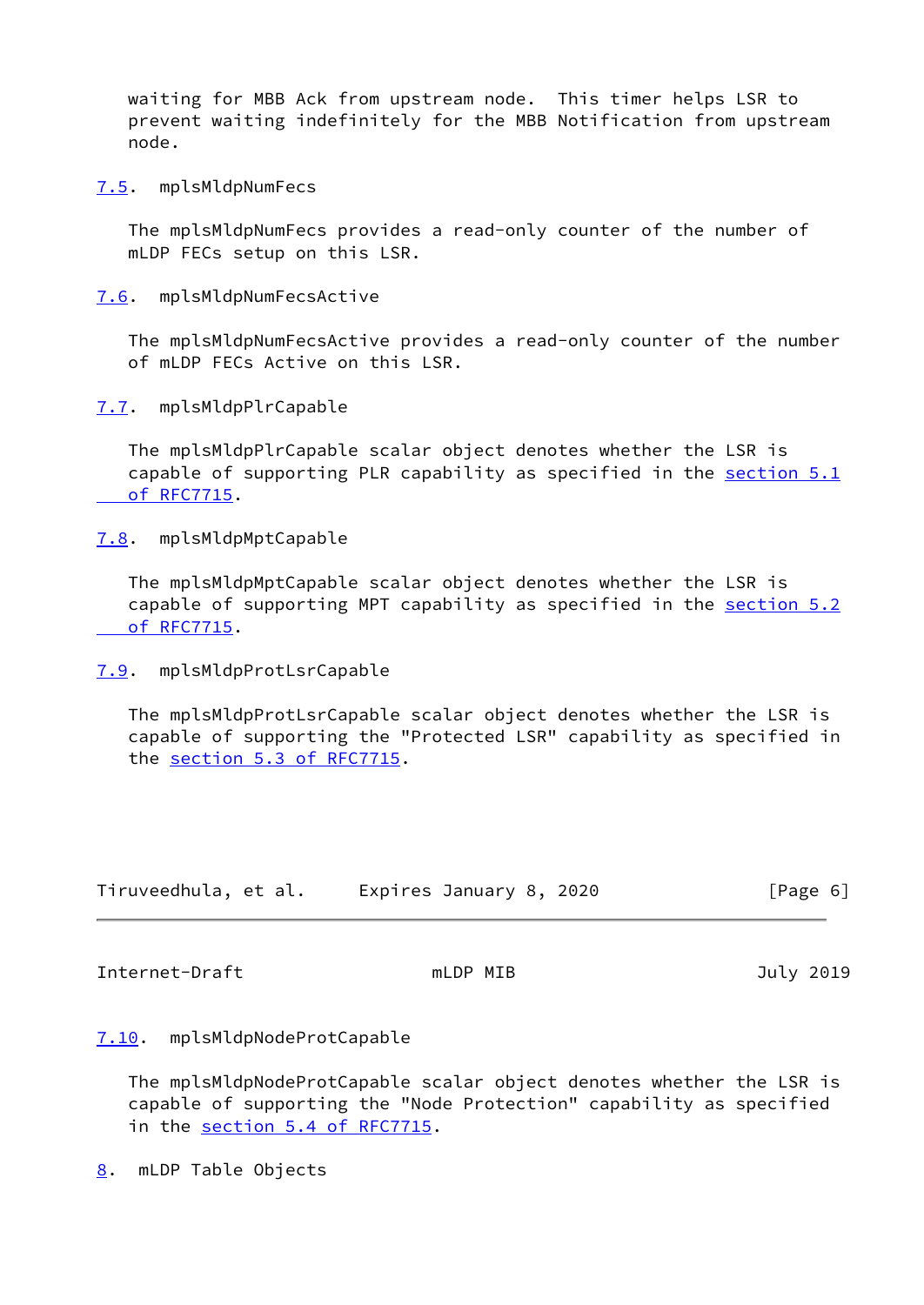waiting for MBB Ack from upstream node. This timer helps LSR to prevent waiting indefinitely for the MBB Notification from upstream node.

## 7.5. mplsMldpNumFecs

The mplsMldpNumFecs provides a read-only counter of the number of mLDP FECs setup on this LSR.

## 7.6. mplsMldpNumFecsActive

The mplsMldpNumFecsActive provides a read-only counter of the number of mLDP FECs Active on this LSR.

## 7.7. mplsMldpPlrCapable

The mplsMldpPlrCapable scalar object denotes whether the LSR is capable of supporting PLR capability as specified in the section 5.1 of RFC7715.

## 7.8. mplsMldpMptCapable

The mplsMldpMptCapable scalar object denotes whether the LSR is capable of supporting MPT capability as specified in the section 5.2 of RFC7715.

## 7.9. mplsMldpProtLsrCapable

The mplsMldpProtLsrCapable scalar object denotes whether the LSR is capable of supporting the "Protected LSR" capability as specified in the section 5.3 of RFC7715.

## 7.10. mplsMldpNodeProtCapable

The mplsMldpNodeProtCapable scalar object denotes whether the LSR is capable of supporting the "Node Protection" capability as specified in the section 5.4 of RFC7715.

# 8. mLDP Table Objects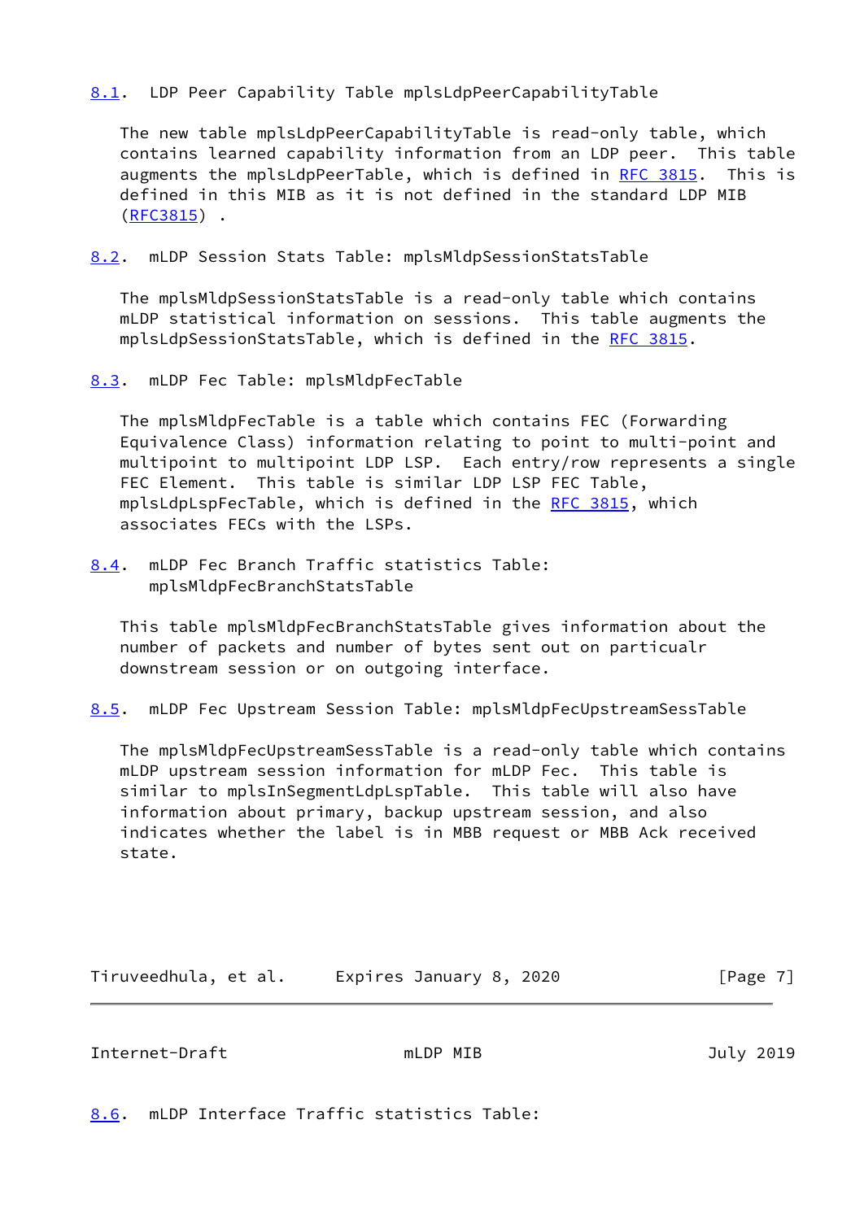### 8.1. LDP Peer Capability Table mplsLdpPeerCapabilityTable

The new table mplsLdpPeerCapabilityTable is read-only table, which contains learned capability information from an LDP peer. This table augments the mplsLdpPeerTable, which is defined in RFC 3815. This is defined in this MIB as it is not defined in the standard LDP MIB (RFC3815) .

### 8.2. mLDP Session Stats Table: mplsMldpSessionStatsTable

The mplsMldpSessionStatsTable is a read-only table which contains mLDP statistical information on sessions. This table augments the mplsLdpSessionStatsTable, which is defined in the RFC 3815.

### 8.3. mLDP Fec Table: mplsMldpFecTable

The mplsMldpFecTable is a table which contains FEC (Forwarding Equivalence Class) information relating to point to multi-point and multipoint to multipoint LDP LSP. Each entry/row represents a single FEC Element. This table is similar LDP LSP FEC Table, mplsLdpLspFecTable, which is defined in the RFC 3815, which associates FECs with the LSPs.

### 8.4. mLDP Fec Branch Traffic statistics Table: mplsMldpFecBranchStatsTable

This table mplsMldpFecBranchStatsTable gives information about the number of packets and number of bytes sent out on particualr downstream session or on outgoing interface.

### 8.5. mLDP Fec Upstream Session Table: mplsMldpFecUpstreamSessTable

The mplsMldpFecUpstreamSessTable is a read-only table which contains mLDP upstream session information for mLDP Fec. This table is similar to mplsInSegmentLdpLspTable. This table will also have information about primary, backup upstream session, and also indicates whether the label is in MBB request or MBB Ack received state.

### 8.6. mLDP Interface Traffic statistics Table: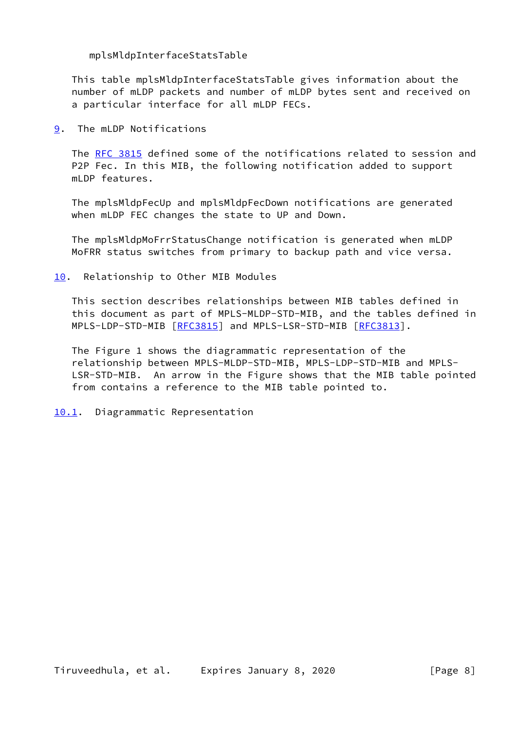mplsMldpInterfaceStatsTable

This table mplsMldpInterfaceStatsTable gives information about the number of mLDP packets and number of mLDP bytes sent and received on a particular interface for all mLDP FECs.

## 9. The mLDP Notifications

The RFC 3815 defined some of the notifications related to session and P2P Fec. In this MIB, the following notification added to support mLDP features.

The mplsMldpFecUp and mplsMldpFecDown notifications are generated when mLDP FEC changes the state to UP and Down.

The mplsMldpMoFrrStatusChange notification is generated when mLDP MoFRR status switches from primary to backup path and vice versa.

## 10. Relationship to Other MIB Modules

This section describes relationships between MIB tables defined in this document as part of MPLS-MLDP-STD-MIB, and the tables defined in MPLS-LDP-STD-MIB [RFC3815] and MPLS-LSR-STD-MIB [RFC3813].

The Figure 1 shows the diagrammatic representation of the relationship between MPLS-MLDP-STD-MIB, MPLS-LDP-STD-MIB and MPLS-LSR-STD-MIB. An arrow in the Figure shows that the MIB table pointed from contains a reference to the MIB table pointed to.

### 10.1. Diagrammatic Representation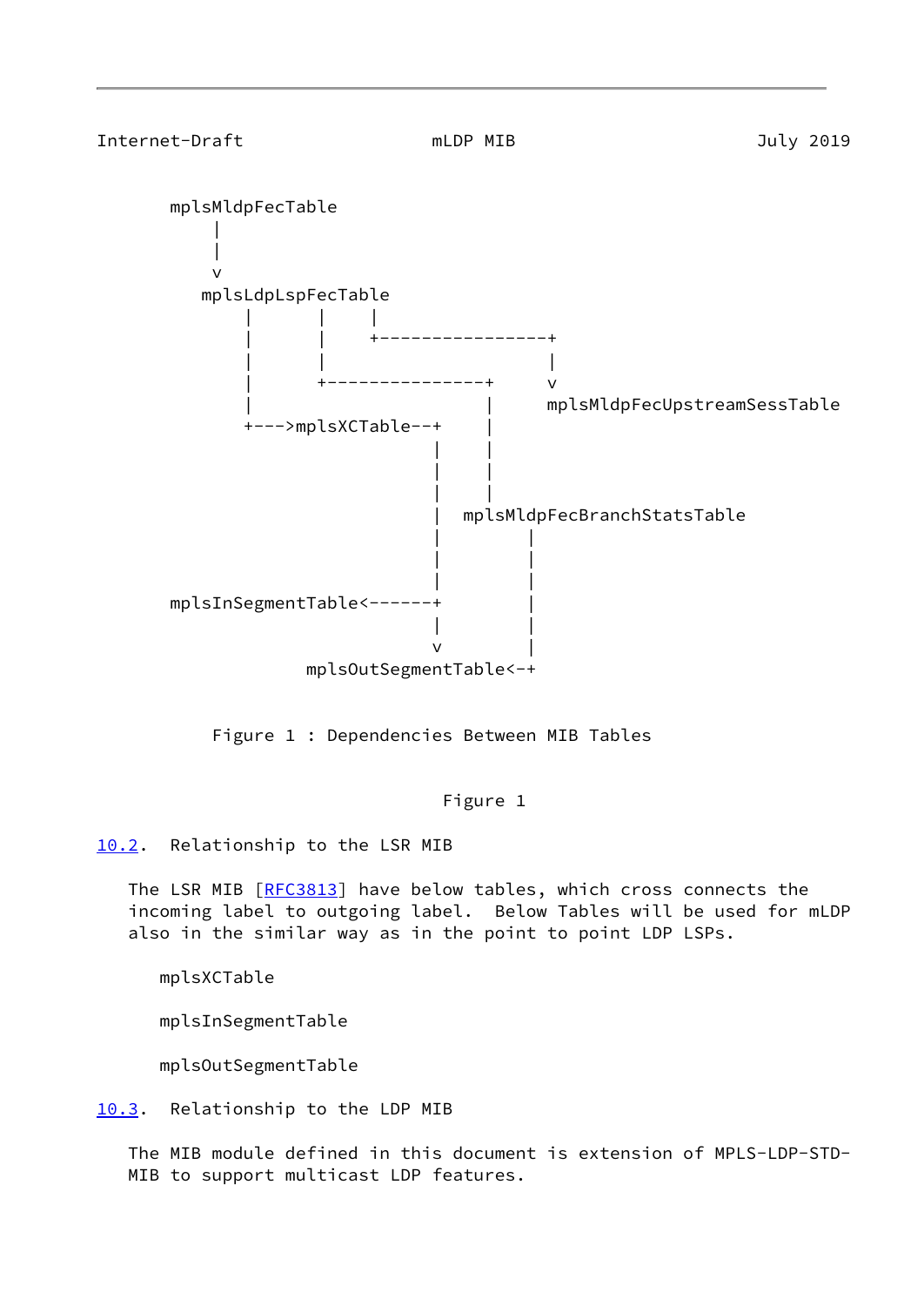```
       mplsMldpFecTable
           |
           |
           v
          mplsLdpLspFecTable
              |      |    |
              |      |    +-----------------+
              |      |                      |
              |      +---------------+      v
              |                      |     mplsMldpFecUpstreamSessTable
              +--->mplsXCTable--+    |
                                |    |
                                |    |
                                |    |
                                |  mplsMldpFecBranchStatsTable
                                |        |
                                |        |
                                |        |
       mplsInSegmentTable<------+        |
                                |        |
                                v        |
                   mplsOutSegmentTable<--+
```

Figure 1 : Dependencies Between MIB Tables

Figure 1

## 10.2. Relationship to the LSR MIB

The LSR MIB [RFC3813] have below tables, which cross connects the incoming label to outgoing label. Below Tables will be used for mLDP also in the similar way as in the point to point LDP LSPs.

mplsXCTable

mplsInSegmentTable

mplsOutSegmentTable

## 10.3. Relationship to the LDP MIB

The MIB module defined in this document is extension of MPLS-LDP-STD-MIB to support multicast LDP features.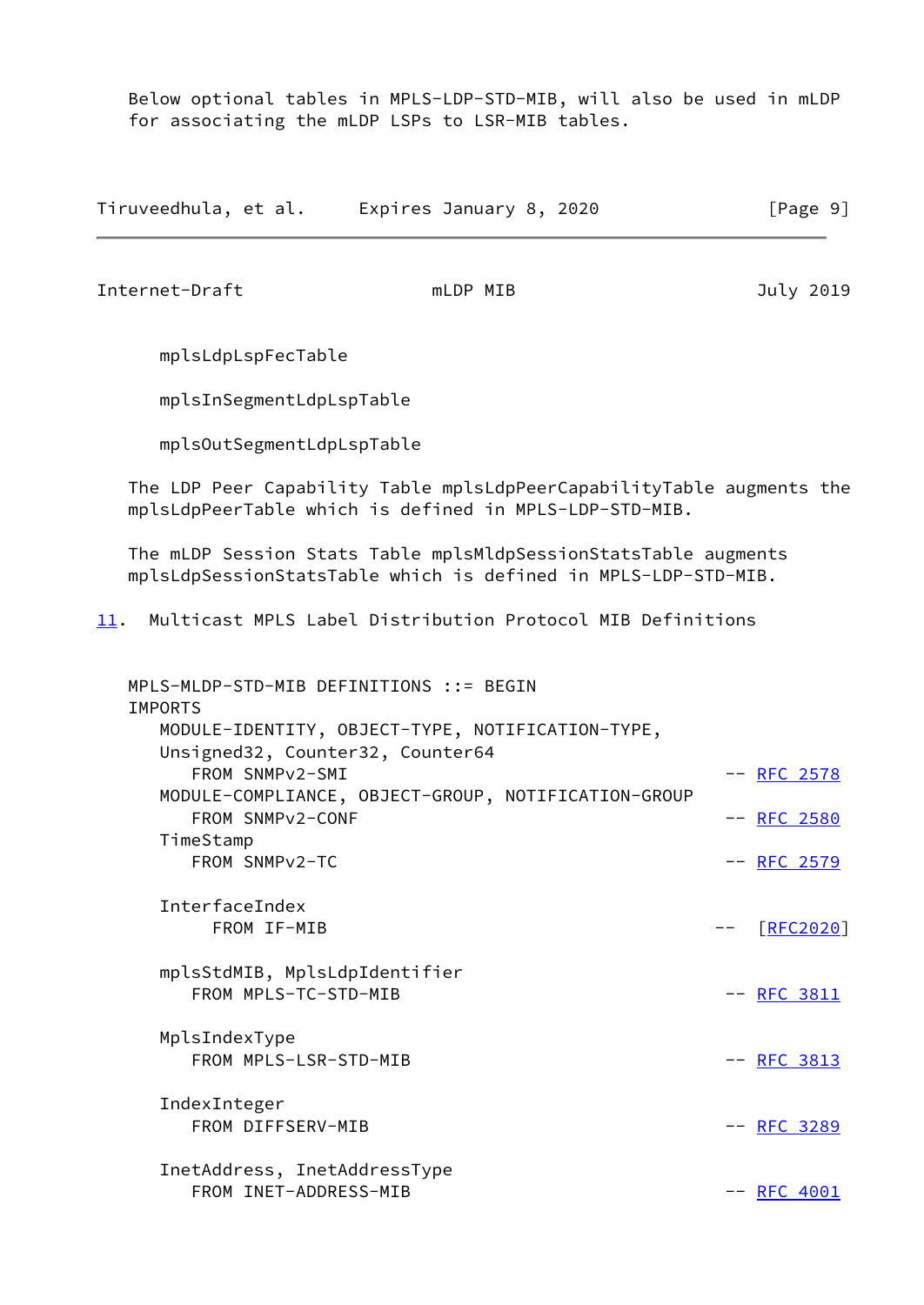Below optional tables in MPLS-LDP-STD-MIB, will also be used in mLDP for associating the mLDP LSPs to LSR-MIB tables.

mplsLdpLspFecTable

mplsInSegmentLdpLspTable

mplsOutSegmentLdpLspTable

The LDP Peer Capability Table mplsLdpPeerCapabilityTable augments the mplsLdpPeerTable which is defined in MPLS-LDP-STD-MIB.

The mLDP Session Stats Table mplsMldpSessionStatsTable augments mplsLdpSessionStatsTable which is defined in MPLS-LDP-STD-MIB.

## 11. Multicast MPLS Label Distribution Protocol MIB Definitions

```
MPLS-MLDP-STD-MIB DEFINITIONS ::= BEGIN
IMPORTS
   MODULE-IDENTITY, OBJECT-TYPE, NOTIFICATION-TYPE,
   Unsigned32, Counter32, Counter64
      FROM SNMPv2-SMI                                   -- RFC 2578
   MODULE-COMPLIANCE, OBJECT-GROUP, NOTIFICATION-GROUP
      FROM SNMPv2-CONF                                  -- RFC 2580
   TimeStamp
      FROM SNMPv2-TC                                    -- RFC 2579

   InterfaceIndex
        FROM IF-MIB                                    --  [RFC2020]

   mplsStdMIB, MplsLdpIdentifier
      FROM MPLS-TC-STD-MIB                              -- RFC 3811

   MplsIndexType
      FROM MPLS-LSR-STD-MIB                             -- RFC 3813

   IndexInteger
      FROM DIFFSERV-MIB                                 -- RFC 3289

   InetAddress, InetAddressType
      FROM INET-ADDRESS-MIB                             -- RFC 4001
```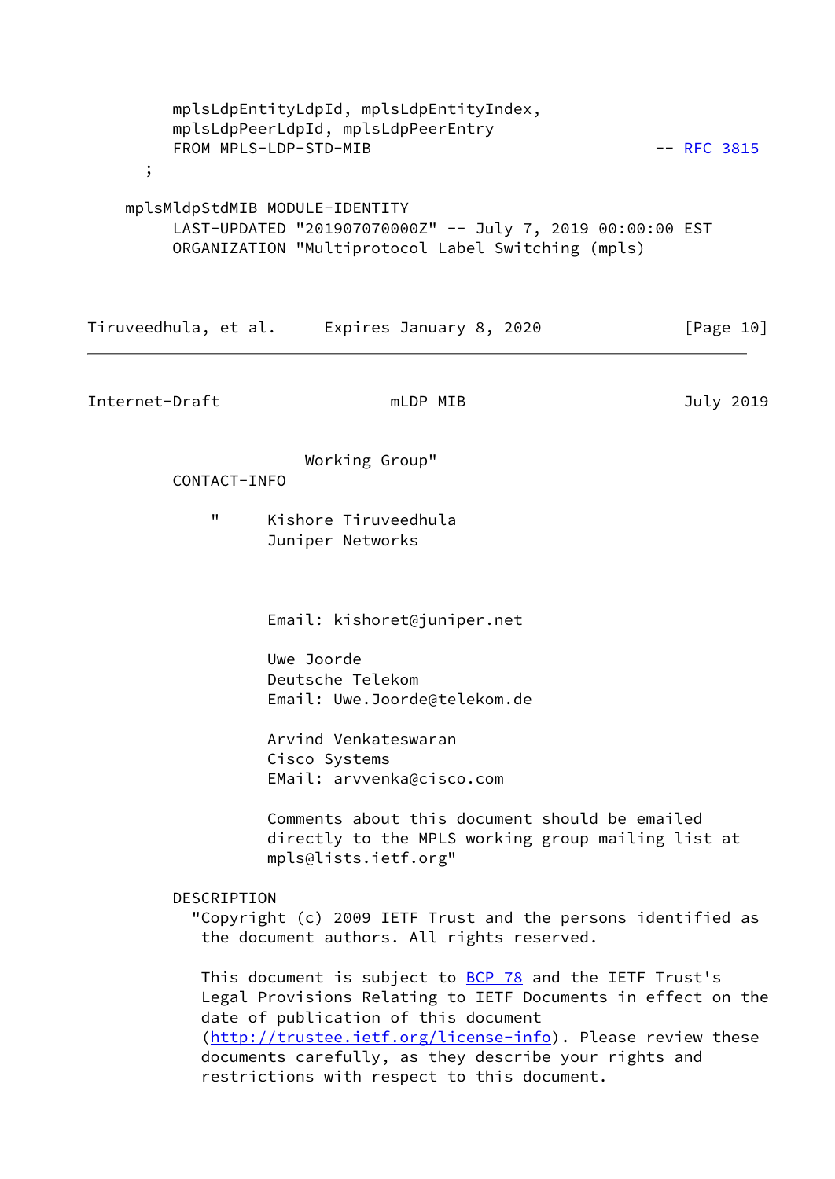```
        mplsLdpEntityLdpId, mplsLdpEntityIndex,
        mplsLdpPeerLdpId, mplsLdpPeerEntry
        FROM MPLS-LDP-STD-MIB                                 -- RFC 3815
   ;

   mplsMldpStdMIB MODULE-IDENTITY
        LAST-UPDATED "201907070000Z" -- July 7, 2019 00:00:00 EST
        ORGANIZATION "Multiprotocol Label Switching (mpls)
                      Working Group"
        CONTACT-INFO

            "     Kishore Tiruveedhula
                  Juniper Networks



                  Email: kishoret@juniper.net

                  Uwe Joorde
                  Deutsche Telekom
                  Email: Uwe.Joorde@telekom.de

                  Arvind Venkateswaran
                  Cisco Systems
                  EMail: arvvenka@cisco.com

                  Comments about this document should be emailed
                  directly to the MPLS working group mailing list at
                  mpls@lists.ietf.org"

        DESCRIPTION
          "Copyright (c) 2009 IETF Trust and the persons identified as
           the document authors. All rights reserved.

           This document is subject to BCP 78 and the IETF Trust's
           Legal Provisions Relating to IETF Documents in effect on the
           date of publication of this document
           (http://trustee.ietf.org/license-info). Please review these
           documents carefully, as they describe your rights and
           restrictions with respect to this document.
```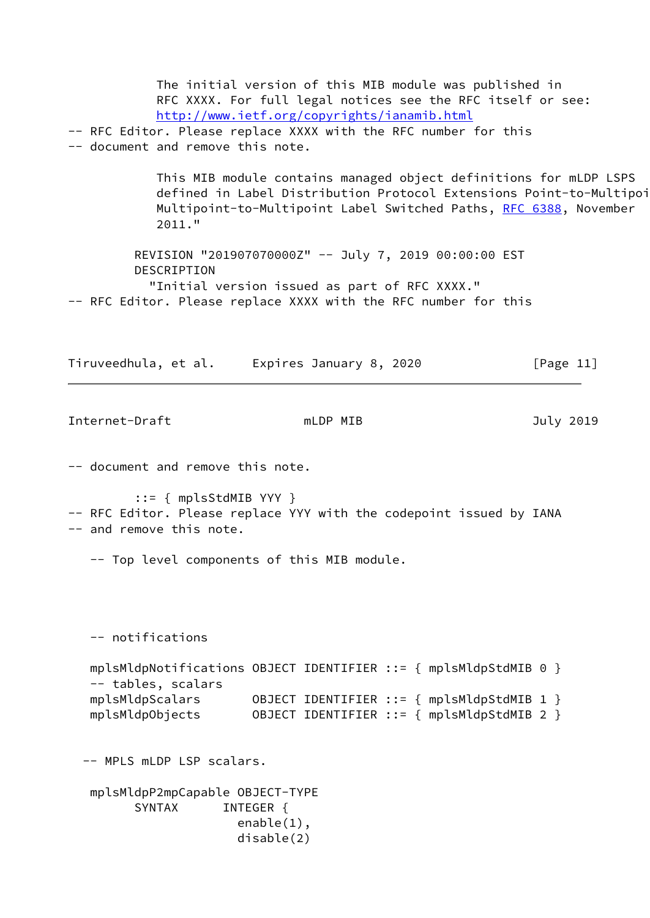```
            The initial version of this MIB module was published in
            RFC XXXX. For full legal notices see the RFC itself or see:
            http://www.ietf.org/copyrights/ianamib.html
-- RFC Editor. Please replace XXXX with the RFC number for this
-- document and remove this note.

            This MIB module contains managed object definitions for mLDP LSPS
            defined in Label Distribution Protocol Extensions Point-to-Multipoi
            Multipoint-to-Multipoint Label Switched Paths, RFC 6388, November
            2011."

         REVISION "201907070000Z" -- July 7, 2019 00:00:00 EST
         DESCRIPTION
           "Initial version issued as part of RFC XXXX."
-- RFC Editor. Please replace XXXX with the RFC number for this
-- document and remove this note.

         ::= { mplsStdMIB YYY }
-- RFC Editor. Please replace YYY with the codepoint issued by IANA
-- and remove this note.

   -- Top level components of this MIB module.



   -- notifications

   mplsMldpNotifications OBJECT IDENTIFIER ::= { mplsMldpStdMIB 0 }
   -- tables, scalars
   mplsMldpScalars       OBJECT IDENTIFIER ::= { mplsMldpStdMIB 1 }
   mplsMldpObjects       OBJECT IDENTIFIER ::= { mplsMldpStdMIB 2 }


  -- MPLS mLDP LSP scalars.

   mplsMldpP2mpCapable OBJECT-TYPE
         SYNTAX      INTEGER {
                       enable(1),
                       disable(2)
```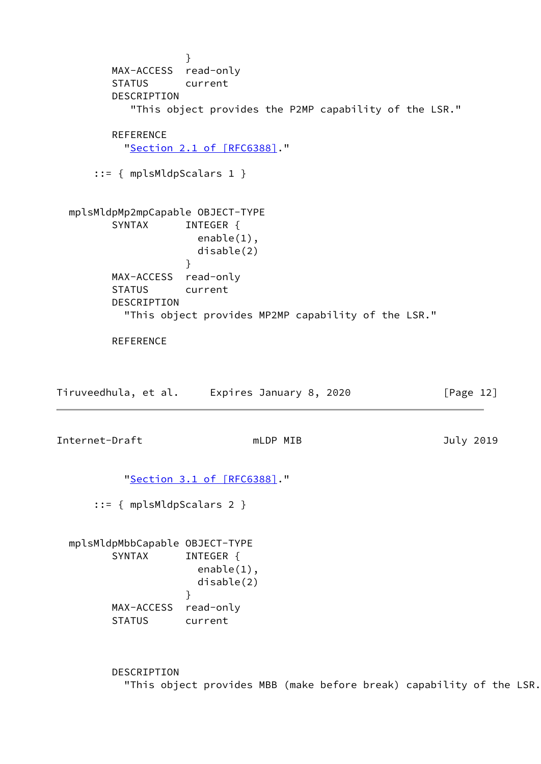```
                  }
        MAX-ACCESS  read-only
        STATUS      current
        DESCRIPTION
           "This object provides the P2MP capability of the LSR."

        REFERENCE
          "Section 2.1 of [RFC6388]."

     ::= { mplsMldpScalars 1 }


  mplsMldpMp2mpCapable OBJECT-TYPE
        SYNTAX      INTEGER {
                      enable(1),
                      disable(2)
                    }
        MAX-ACCESS  read-only
        STATUS      current
        DESCRIPTION
          "This object provides MP2MP capability of the LSR."

        REFERENCE
          "Section 3.1 of [RFC6388]."

     ::= { mplsMldpScalars 2 }


  mplsMldpMbbCapable OBJECT-TYPE
        SYNTAX      INTEGER {
                      enable(1),
                      disable(2)
                    }
        MAX-ACCESS  read-only
        STATUS      current


        DESCRIPTION
          "This object provides MBB (make before break) capability of the LSR.
```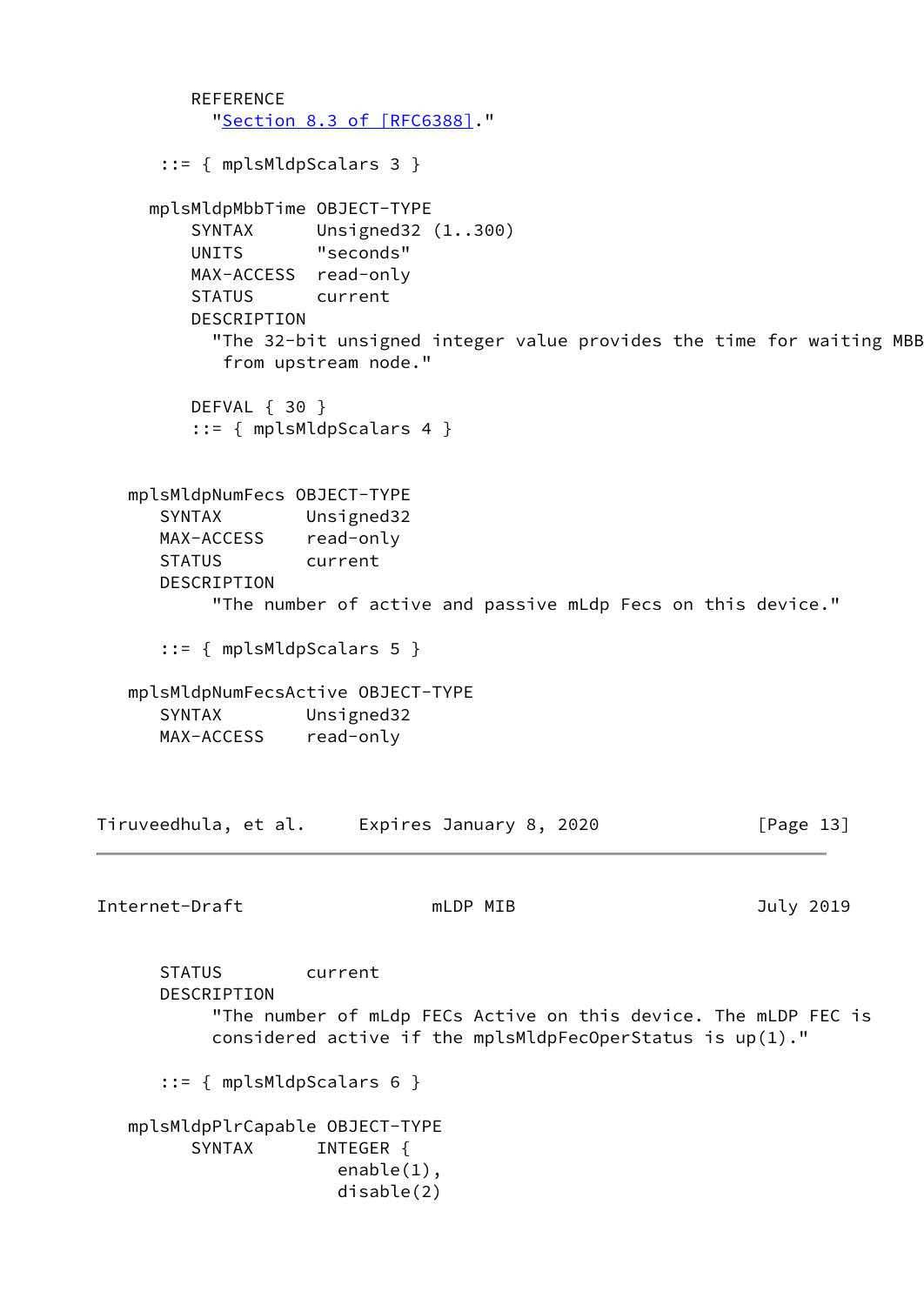```
        REFERENCE
          "Section 8.3 of [RFC6388]."

      ::= { mplsMldpScalars 3 }

     mplsMldpMbbTime OBJECT-TYPE
        SYNTAX      Unsigned32 (1..300)
        UNITS       "seconds"
        MAX-ACCESS  read-only
        STATUS      current
        DESCRIPTION
          "The 32-bit unsigned integer value provides the time for waiting MBB
           from upstream node."

        DEFVAL { 30 }
        ::= { mplsMldpScalars 4 }


   mplsMldpNumFecs OBJECT-TYPE
      SYNTAX        Unsigned32
      MAX-ACCESS    read-only
      STATUS        current
      DESCRIPTION
           "The number of active and passive mLdp Fecs on this device."

      ::= { mplsMldpScalars 5 }

   mplsMldpNumFecsActive OBJECT-TYPE
      SYNTAX        Unsigned32
      MAX-ACCESS    read-only
      STATUS        current
      DESCRIPTION
           "The number of mLdp FECs Active on this device. The mLDP FEC is
           considered active if the mplsMldpFecOperStatus is up(1)."

      ::= { mplsMldpScalars 6 }

   mplsMldpPlrCapable OBJECT-TYPE
        SYNTAX      INTEGER {
                      enable(1),
                      disable(2)
```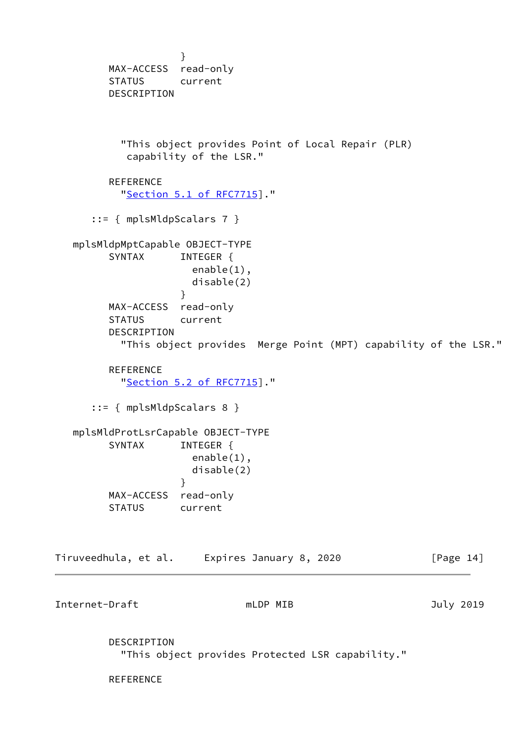```
                 }
        MAX-ACCESS  read-only
        STATUS      current
        DESCRIPTION



          "This object provides Point of Local Repair (PLR)
           capability of the LSR."

        REFERENCE
          "Section 5.1 of RFC7715]."

     ::= { mplsMldpScalars 7 }

   mplsMldpMptCapable OBJECT-TYPE
        SYNTAX      INTEGER {
                      enable(1),
                      disable(2)
                    }
        MAX-ACCESS  read-only
        STATUS      current
        DESCRIPTION
          "This object provides  Merge Point (MPT) capability of the LSR."

        REFERENCE
          "Section 5.2 of RFC7715]."

     ::= { mplsMldpScalars 8 }

   mplsMldProtLsrCapable OBJECT-TYPE
        SYNTAX      INTEGER {
                      enable(1),
                      disable(2)
                    }
        MAX-ACCESS  read-only
        STATUS      current

        DESCRIPTION
          "This object provides Protected LSR capability."

        REFERENCE
```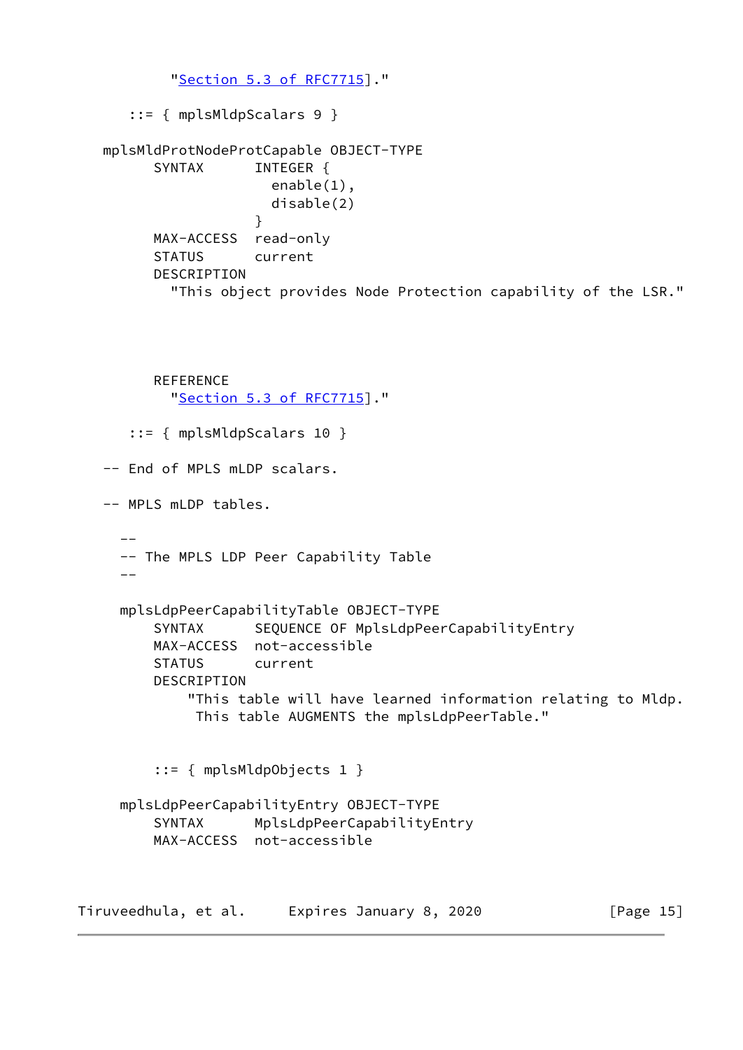```
          "Section 5.3 of RFC7715]."

     ::= { mplsMldpScalars 9 }

   mplsMldProtNodeProtCapable OBJECT-TYPE
         SYNTAX      INTEGER {
                       enable(1),
                       disable(2)
                     }
         MAX-ACCESS  read-only
         STATUS      current
         DESCRIPTION
           "This object provides Node Protection capability of the LSR."




         REFERENCE
           "Section 5.3 of RFC7715]."

     ::= { mplsMldpScalars 10 }

   -- End of MPLS mLDP scalars.

   -- MPLS mLDP tables.

     --
     -- The MPLS LDP Peer Capability Table
     --

     mplsLdpPeerCapabilityTable OBJECT-TYPE
         SYNTAX      SEQUENCE OF MplsLdpPeerCapabilityEntry
         MAX-ACCESS  not-accessible
         STATUS      current
         DESCRIPTION
             "This table will have learned information relating to Mldp.
              This table AUGMENTS the mplsLdpPeerTable."


         ::= { mplsMldpObjects 1 }

     mplsLdpPeerCapabilityEntry OBJECT-TYPE
         SYNTAX      MplsLdpPeerCapabilityEntry
         MAX-ACCESS  not-accessible
```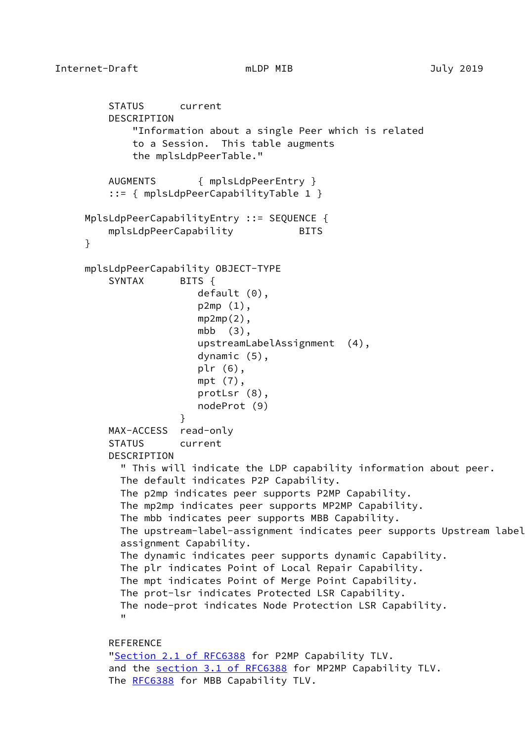```
        STATUS      current
        DESCRIPTION
            "Information about a single Peer which is related
            to a Session.  This table augments
            the mplsLdpPeerTable."

        AUGMENTS       { mplsLdpPeerEntry }
        ::= { mplsLdpPeerCapabilityTable 1 }

    MplsLdpPeerCapabilityEntry ::= SEQUENCE {
        mplsLdpPeerCapability           BITS
    }

    mplsLdpPeerCapability OBJECT-TYPE
        SYNTAX      BITS {
                       default (0),
                       p2mp (1),
                       mp2mp(2),
                       mbb  (3),
                       upstreamLabelAssignment  (4),
                       dynamic (5),
                       plr (6),
                       mpt (7),
                       protLsr (8),
                       nodeProt (9)
                    }
        MAX-ACCESS  read-only
        STATUS      current
        DESCRIPTION
          " This will indicate the LDP capability information about peer.
          The default indicates P2P Capability.
          The p2mp indicates peer supports P2MP Capability.
          The mp2mp indicates peer supports MP2MP Capability.
          The mbb indicates peer supports MBB Capability.
          The upstream-label-assignment indicates peer supports Upstream label
          assignment Capability.
          The dynamic indicates peer supports dynamic Capability.
          The plr indicates Point of Local Repair Capability.
          The mpt indicates Point of Merge Point Capability.
          The prot-lsr indicates Protected LSR Capability.
          The node-prot indicates Node Protection LSR Capability.
          "

        REFERENCE
        "Section 2.1 of RFC6388 for P2MP Capability TLV.
        and the section 3.1 of RFC6388 for MP2MP Capability TLV.
        The RFC6388 for MBB Capability TLV.
```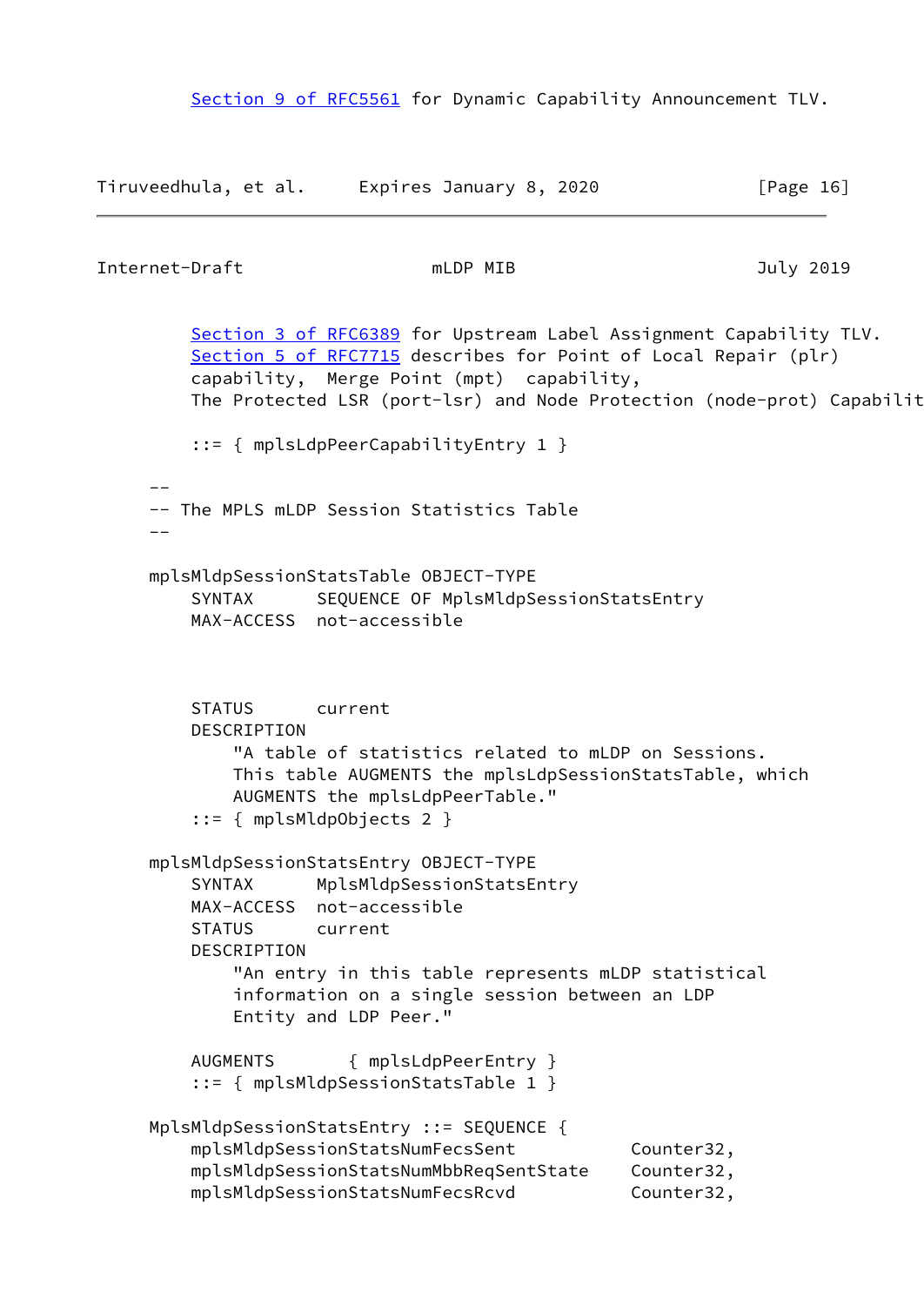```
        Section 9 of RFC5561 for Dynamic Capability Announcement TLV.
```

```
        Section 3 of RFC6389 for Upstream Label Assignment Capability TLV.
        Section 5 of RFC7715 describes for Point of Local Repair (plr)
        capability,  Merge Point (mpt)  capability,
        The Protected LSR (port-lsr) and Node Protection (node-prot) Capabilit

        ::= { mplsLdpPeerCapabilityEntry 1 }

   --
   -- The MPLS mLDP Session Statistics Table
   --

   mplsMldpSessionStatsTable OBJECT-TYPE
       SYNTAX      SEQUENCE OF MplsMldpSessionStatsEntry
       MAX-ACCESS  not-accessible

       STATUS      current
       DESCRIPTION
           "A table of statistics related to mLDP on Sessions.
           This table AUGMENTS the mplsLdpSessionStatsTable, which
           AUGMENTS the mplsLdpPeerTable."
       ::= { mplsMldpObjects 2 }

   mplsMldpSessionStatsEntry OBJECT-TYPE
       SYNTAX      MplsMldpSessionStatsEntry
       MAX-ACCESS  not-accessible
       STATUS      current
       DESCRIPTION
           "An entry in this table represents mLDP statistical
           information on a single session between an LDP
           Entity and LDP Peer."

       AUGMENTS       { mplsLdpPeerEntry }
       ::= { mplsMldpSessionStatsTable 1 }

   MplsMldpSessionStatsEntry ::= SEQUENCE {
       mplsMldpSessionStatsNumFecsSent           Counter32,
       mplsMldpSessionStatsNumMbbReqSentState    Counter32,
       mplsMldpSessionStatsNumFecsRcvd           Counter32,
```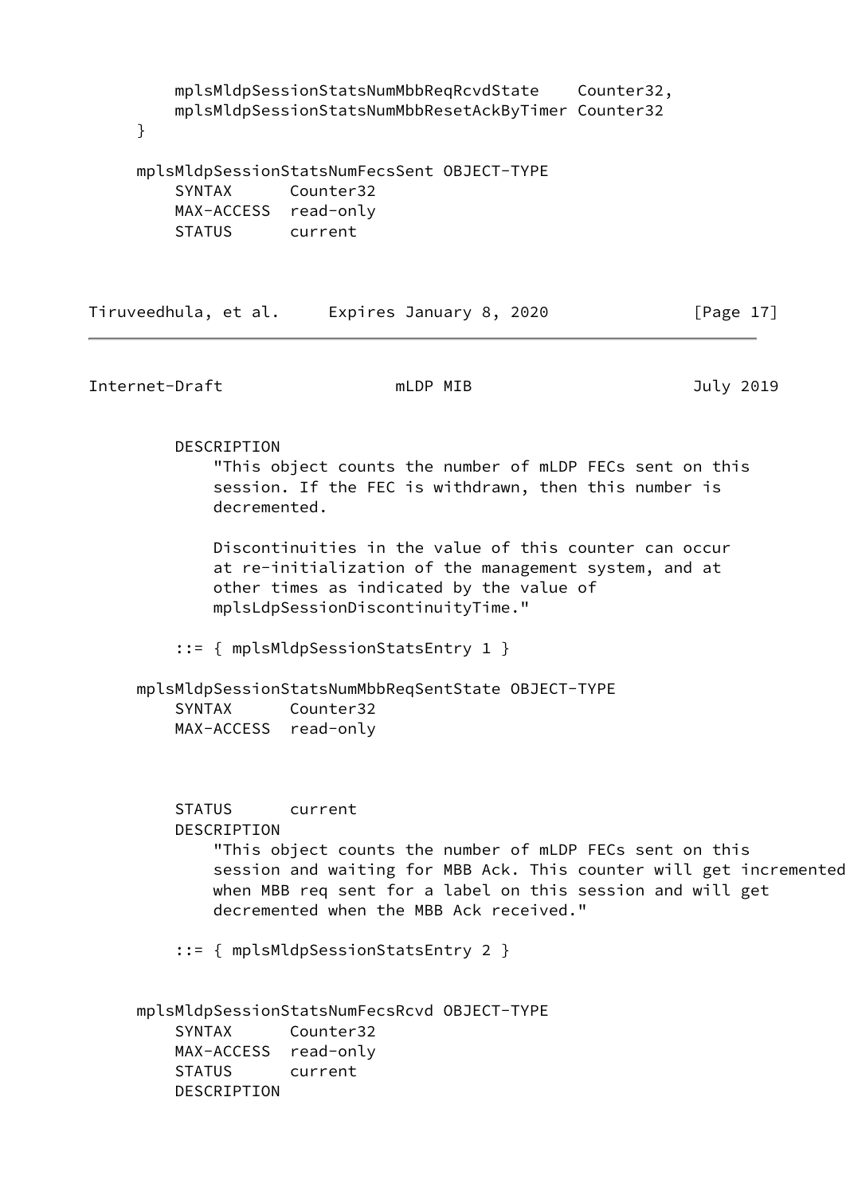```
        mplsMldpSessionStatsNumMbbReqRcvdState    Counter32,
        mplsMldpSessionStatsNumMbbResetAckByTimer Counter32
    }

    mplsMldpSessionStatsNumFecsSent OBJECT-TYPE
        SYNTAX      Counter32
        MAX-ACCESS  read-only
        STATUS      current
        DESCRIPTION
            "This object counts the number of mLDP FECs sent on this
            session. If the FEC is withdrawn, then this number is
            decremented.

            Discontinuities in the value of this counter can occur
            at re-initialization of the management system, and at
            other times as indicated by the value of
            mplsLdpSessionDiscontinuityTime."

        ::= { mplsMldpSessionStatsEntry 1 }

    mplsMldpSessionStatsNumMbbReqSentState OBJECT-TYPE
        SYNTAX      Counter32
        MAX-ACCESS  read-only
        STATUS      current
        DESCRIPTION
            "This object counts the number of mLDP FECs sent on this
            session and waiting for MBB Ack. This counter will get incremented
            when MBB req sent for a label on this session and will get
            decremented when the MBB Ack received."

        ::= { mplsMldpSessionStatsEntry 2 }


    mplsMldpSessionStatsNumFecsRcvd OBJECT-TYPE
        SYNTAX      Counter32
        MAX-ACCESS  read-only
        STATUS      current
        DESCRIPTION
```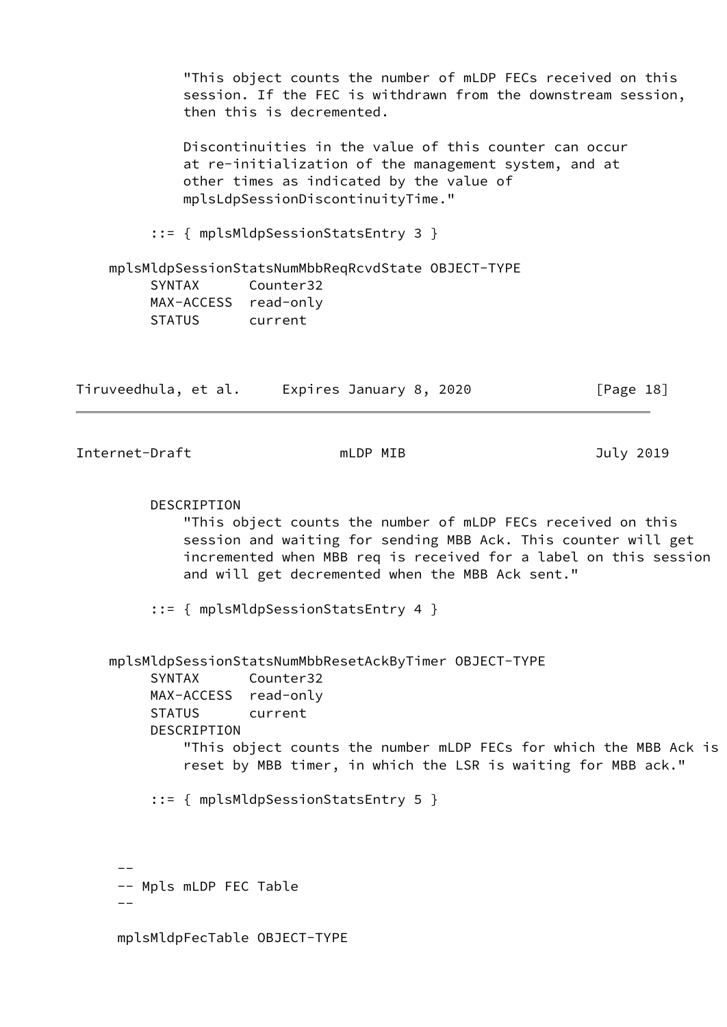```
            "This object counts the number of mLDP FECs received on this
            session. If the FEC is withdrawn from the downstream session,
            then this is decremented.

            Discontinuities in the value of this counter can occur
            at re-initialization of the management system, and at
            other times as indicated by the value of
            mplsLdpSessionDiscontinuityTime."

        ::= { mplsMldpSessionStatsEntry 3 }

    mplsMldpSessionStatsNumMbbReqRcvdState OBJECT-TYPE
         SYNTAX      Counter32
         MAX-ACCESS  read-only
         STATUS      current
```

```
         DESCRIPTION
            "This object counts the number of mLDP FECs received on this
            session and waiting for sending MBB Ack. This counter will get
            incremented when MBB req is received for a label on this session
            and will get decremented when the MBB Ack sent."

        ::= { mplsMldpSessionStatsEntry 4 }


    mplsMldpSessionStatsNumMbbResetAckByTimer OBJECT-TYPE
         SYNTAX      Counter32
         MAX-ACCESS  read-only
         STATUS      current
         DESCRIPTION
            "This object counts the number mLDP FECs for which the MBB Ack is
            reset by MBB timer, in which the LSR is waiting for MBB ack."

        ::= { mplsMldpSessionStatsEntry 5 }



     --
     -- Mpls mLDP FEC Table
     --

     mplsMldpFecTable OBJECT-TYPE
```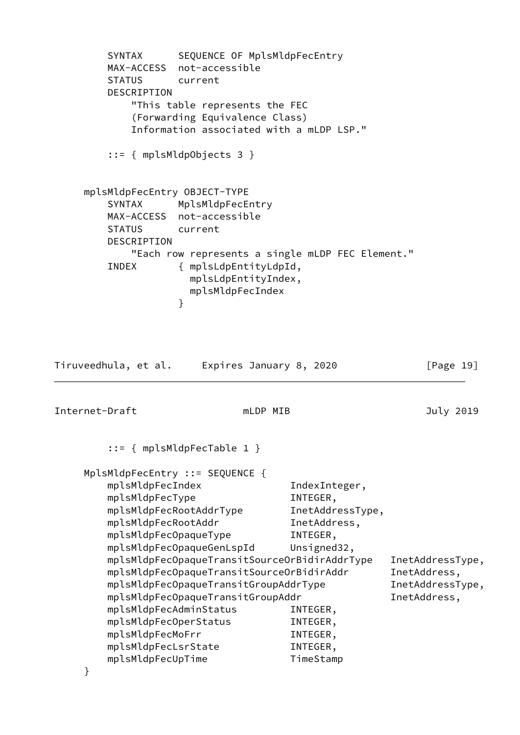```
        SYNTAX      SEQUENCE OF MplsMldpFecEntry
        MAX-ACCESS  not-accessible
        STATUS      current
        DESCRIPTION
            "This table represents the FEC
            (Forwarding Equivalence Class)
            Information associated with a mLDP LSP."

        ::= { mplsMldpObjects 3 }


    mplsMldpFecEntry OBJECT-TYPE
        SYNTAX      MplsMldpFecEntry
        MAX-ACCESS  not-accessible
        STATUS      current
        DESCRIPTION
            "Each row represents a single mLDP FEC Element."
        INDEX       { mplsLdpEntityLdpId,
                      mplsLdpEntityIndex,
                      mplsMldpFecIndex
                    }
```

```
        ::= { mplsMldpFecTable 1 }

    MplsMldpFecEntry ::= SEQUENCE {
        mplsMldpFecIndex               IndexInteger,
        mplsMldpFecType                INTEGER,
        mplsMldpFecRootAddrType        InetAddressType,
        mplsMldpFecRootAddr            InetAddress,
        mplsMldpFecOpaqueType          INTEGER,
        mplsMldpFecOpaqueGenLspId      Unsigned32,
        mplsMldpFecOpaqueTransitSourceOrBidirAddrType   InetAddressType,
        mplsMldpFecOpaqueTransitSourceOrBidirAddr       InetAddress,
        mplsMldpFecOpaqueTransitGroupAddrType           InetAddressType,
        mplsMldpFecOpaqueTransitGroupAddr               InetAddress,
        mplsMldpFecAdminStatus         INTEGER,
        mplsMldpFecOperStatus          INTEGER,
        mplsMldpFecMoFrr               INTEGER,
        mplsMldpFecLsrState            INTEGER,
        mplsMldpFecUpTime              TimeStamp
    }
```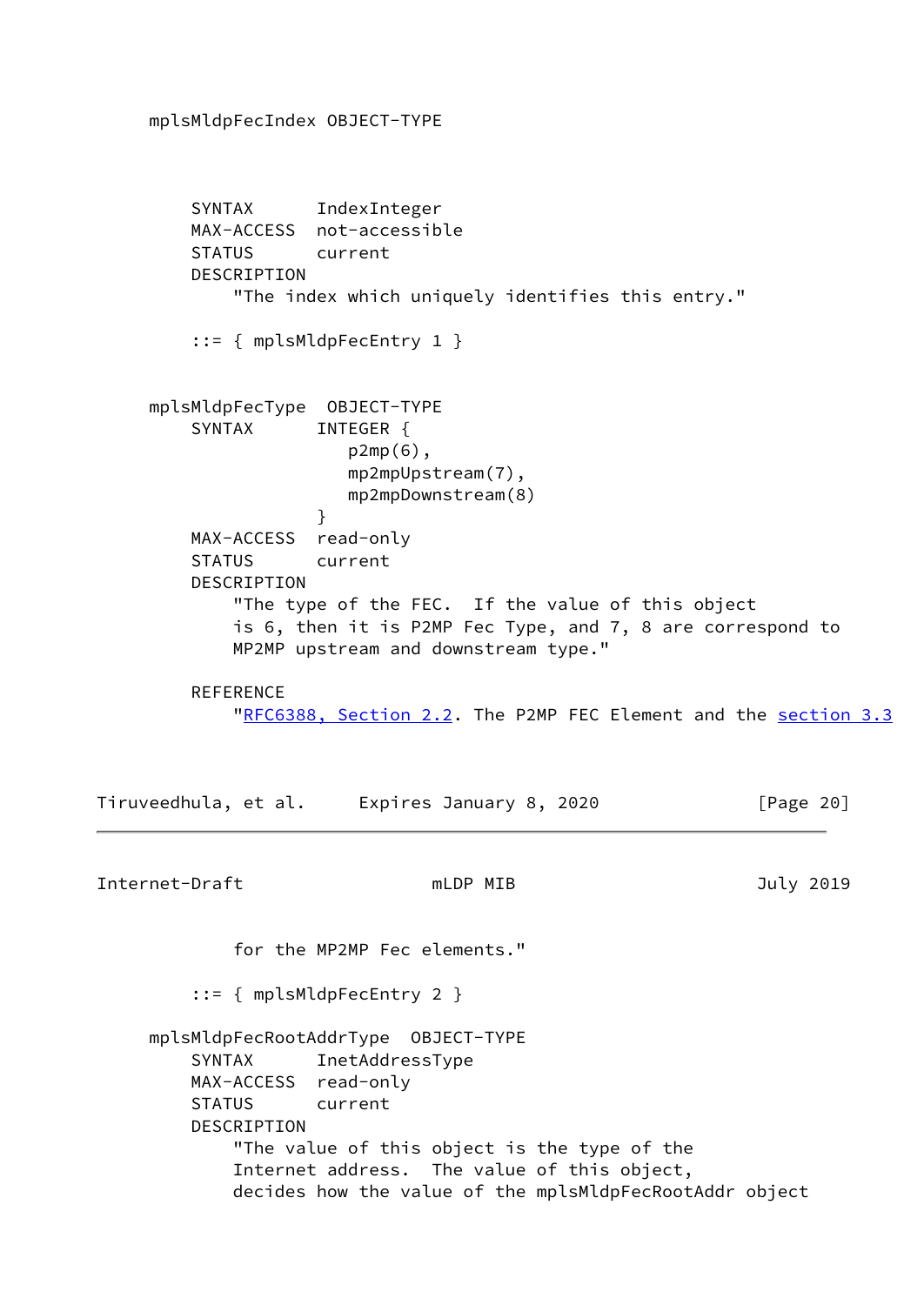```
     mplsMldpFecIndex OBJECT-TYPE

         SYNTAX      IndexInteger
         MAX-ACCESS  not-accessible
         STATUS      current
         DESCRIPTION
             "The index which uniquely identifies this entry."

         ::= { mplsMldpFecEntry 1 }

     mplsMldpFecType  OBJECT-TYPE
         SYNTAX      INTEGER {
                        p2mp(6),
                        mp2mpUpstream(7),
                        mp2mpDownstream(8)
                     }
         MAX-ACCESS  read-only
         STATUS      current
         DESCRIPTION
             "The type of the FEC.  If the value of this object
             is 6, then it is P2MP Fec Type, and 7, 8 are correspond to
             MP2MP upstream and downstream type."

         REFERENCE
             "RFC6388, Section 2.2. The P2MP FEC Element and the section 3.3
             for the MP2MP Fec elements."

         ::= { mplsMldpFecEntry 2 }

     mplsMldpFecRootAddrType  OBJECT-TYPE
         SYNTAX      InetAddressType
         MAX-ACCESS  read-only
         STATUS      current
         DESCRIPTION
             "The value of this object is the type of the
             Internet address.  The value of this object,
             decides how the value of the mplsMldpFecRootAddr object
```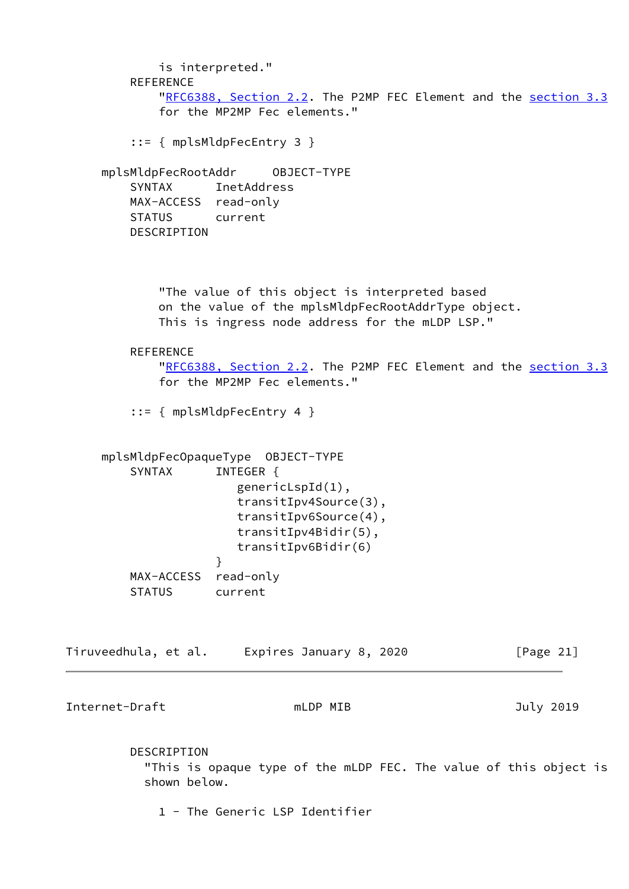```
            is interpreted."
        REFERENCE
            "RFC6388, Section 2.2. The P2MP FEC Element and the section 3.3
            for the MP2MP Fec elements."

        ::= { mplsMldpFecEntry 3 }

    mplsMldpFecRootAddr     OBJECT-TYPE
        SYNTAX      InetAddress
        MAX-ACCESS  read-only
        STATUS      current
        DESCRIPTION

            "The value of this object is interpreted based
            on the value of the mplsMldpFecRootAddrType object.
            This is ingress node address for the mLDP LSP."

        REFERENCE
            "RFC6388, Section 2.2. The P2MP FEC Element and the section 3.3
            for the MP2MP Fec elements."

        ::= { mplsMldpFecEntry 4 }


    mplsMldpFecOpaqueType  OBJECT-TYPE
        SYNTAX      INTEGER {
                       genericLspId(1),
                       transitIpv4Source(3),
                       transitIpv6Source(4),
                       transitIpv4Bidir(5),
                       transitIpv6Bidir(6)
                    }
        MAX-ACCESS  read-only
        STATUS      current

        DESCRIPTION
          "This is opaque type of the mLDP FEC. The value of this object is
          shown below.

            1 - The Generic LSP Identifier
```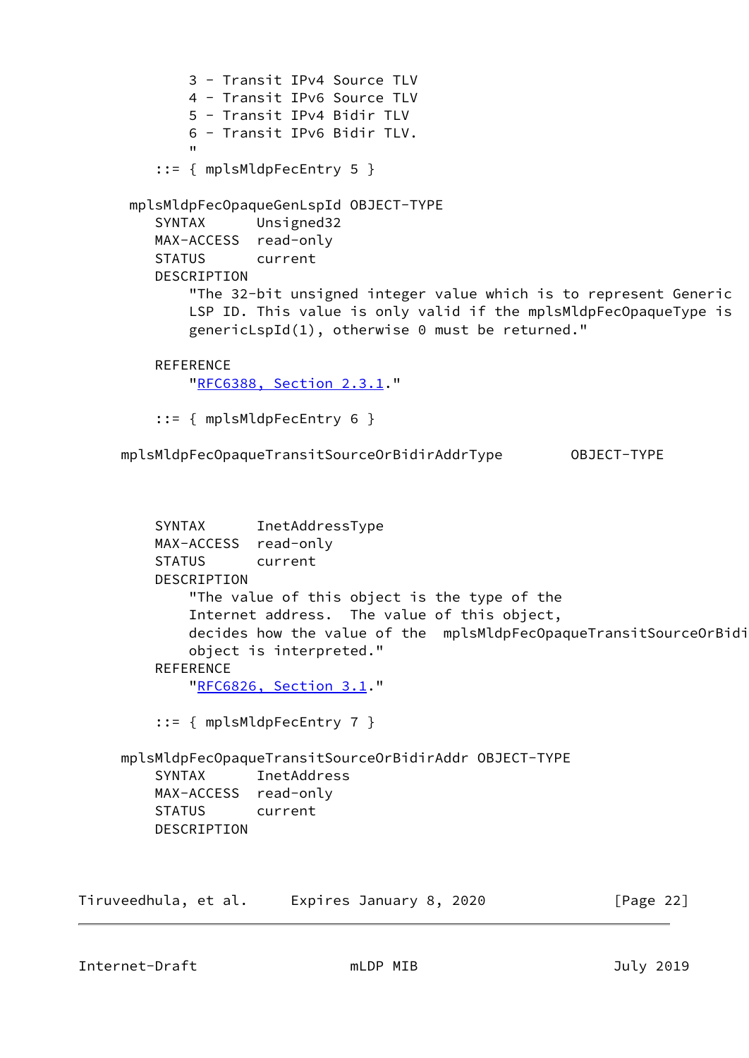```
          3 - Transit IPv4 Source TLV
          4 - Transit IPv6 Source TLV
          5 - Transit IPv4 Bidir TLV
          6 - Transit IPv6 Bidir TLV.
          "
      ::= { mplsMldpFecEntry 5 }

   mplsMldpFecOpaqueGenLspId OBJECT-TYPE
      SYNTAX      Unsigned32
      MAX-ACCESS  read-only
      STATUS      current
      DESCRIPTION
          "The 32-bit unsigned integer value which is to represent Generic
          LSP ID. This value is only valid if the mplsMldpFecOpaqueType is
          genericLspId(1), otherwise 0 must be returned."

      REFERENCE
          "RFC6388, Section 2.3.1."

      ::= { mplsMldpFecEntry 6 }

  mplsMldpFecOpaqueTransitSourceOrBidirAddrType        OBJECT-TYPE



      SYNTAX      InetAddressType
      MAX-ACCESS  read-only
      STATUS      current
      DESCRIPTION
          "The value of this object is the type of the
          Internet address.  The value of this object,
          decides how the value of the  mplsMldpFecOpaqueTransitSourceOrBidi
          object is interpreted."
      REFERENCE
          "RFC6826, Section 3.1."

      ::= { mplsMldpFecEntry 7 }

  mplsMldpFecOpaqueTransitSourceOrBidirAddr OBJECT-TYPE
      SYNTAX      InetAddress
      MAX-ACCESS  read-only
      STATUS      current
      DESCRIPTION
```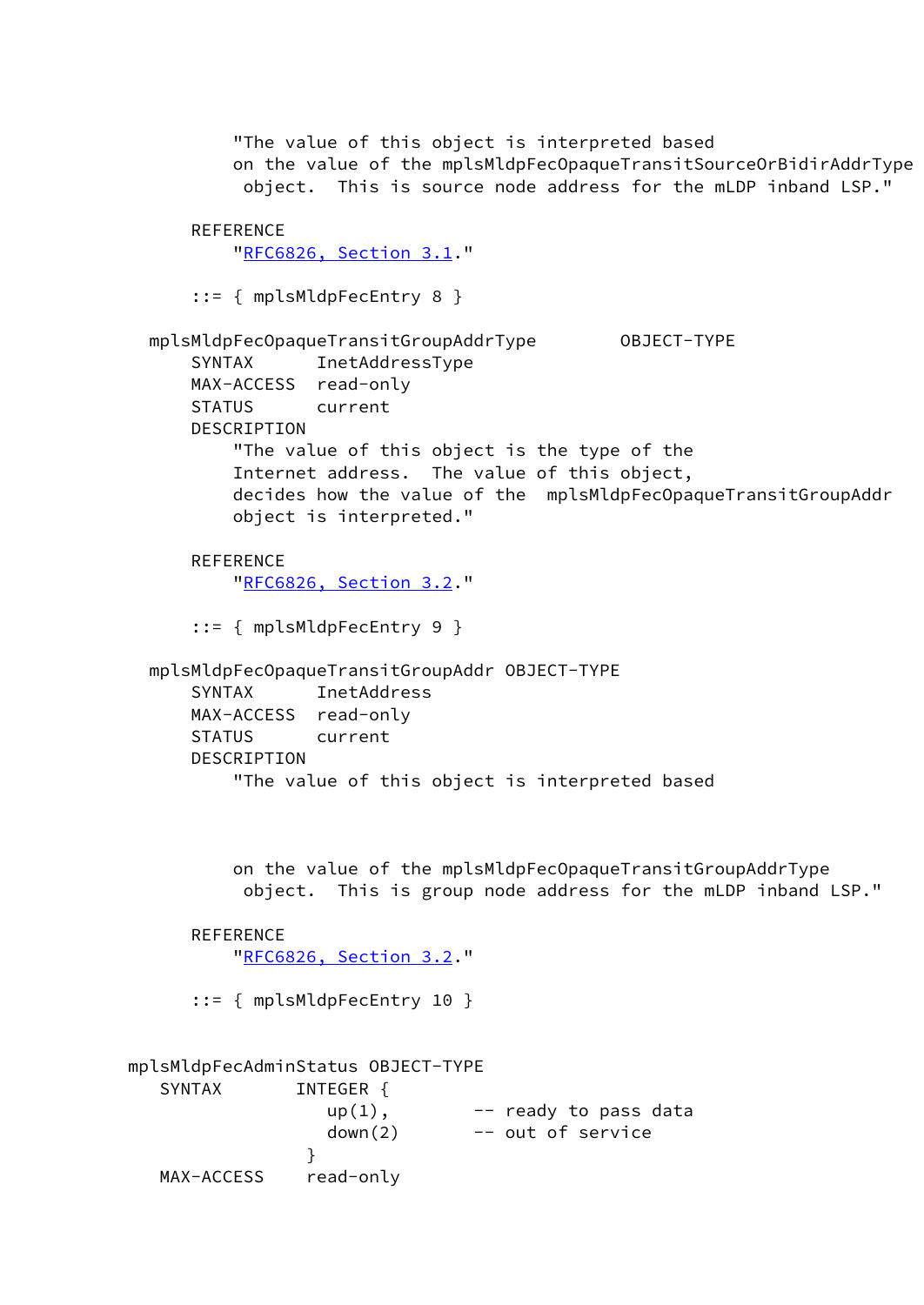```
            "The value of this object is interpreted based
            on the value of the mplsMldpFecOpaqueTransitSourceOrBidirAddrType
             object.  This is source node address for the mLDP inband LSP."

        REFERENCE
            "RFC6826, Section 3.1."

        ::= { mplsMldpFecEntry 8 }

    mplsMldpFecOpaqueTransitGroupAddrType        OBJECT-TYPE
        SYNTAX      InetAddressType
        MAX-ACCESS  read-only
        STATUS      current
        DESCRIPTION
            "The value of this object is the type of the
            Internet address.  The value of this object,
            decides how the value of the  mplsMldpFecOpaqueTransitGroupAddr
            object is interpreted."

        REFERENCE
            "RFC6826, Section 3.2."

        ::= { mplsMldpFecEntry 9 }

    mplsMldpFecOpaqueTransitGroupAddr OBJECT-TYPE
        SYNTAX      InetAddress
        MAX-ACCESS  read-only
        STATUS      current
        DESCRIPTION
            "The value of this object is interpreted based
            on the value of the mplsMldpFecOpaqueTransitGroupAddrType
             object.  This is group node address for the mLDP inband LSP."

        REFERENCE
            "RFC6826, Section 3.2."

        ::= { mplsMldpFecEntry 10 }


  mplsMldpFecAdminStatus OBJECT-TYPE
     SYNTAX       INTEGER {
                     up(1),        -- ready to pass data
                     down(2)       -- out of service
                  }
     MAX-ACCESS    read-only
```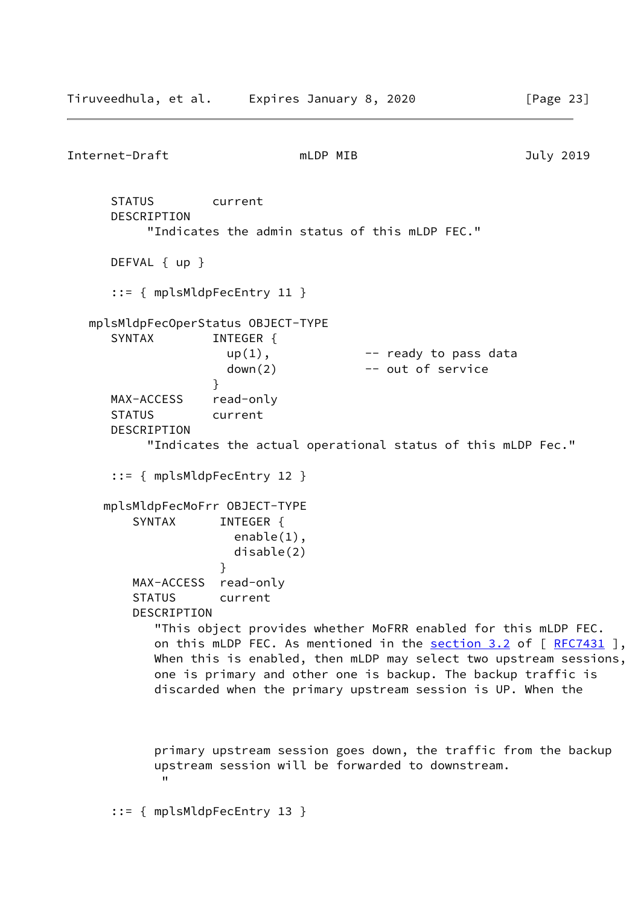```
      STATUS        current
      DESCRIPTION
           "Indicates the admin status of this mLDP FEC."

      DEFVAL { up }

      ::= { mplsMldpFecEntry 11 }

   mplsMldpFecOperStatus OBJECT-TYPE
      SYNTAX        INTEGER {
                      up(1),              -- ready to pass data
                      down(2)             -- out of service
                    }
      MAX-ACCESS    read-only
      STATUS        current
      DESCRIPTION
           "Indicates the actual operational status of this mLDP Fec."

      ::= { mplsMldpFecEntry 12 }

     mplsMldpFecMoFrr OBJECT-TYPE
         SYNTAX      INTEGER {
                       enable(1),
                       disable(2)
                     }
         MAX-ACCESS  read-only
         STATUS      current
         DESCRIPTION
            "This object provides whether MoFRR enabled for this mLDP FEC.
            on this mLDP FEC. As mentioned in the section 3.2 of [ RFC7431 ],
            When this is enabled, then mLDP may select two upstream sessions,
            one is primary and other one is backup. The backup traffic is
            discarded when the primary upstream session is UP. When the

            primary upstream session goes down, the traffic from the backup
            upstream session will be forwarded to downstream.
             "

      ::= { mplsMldpFecEntry 13 }
```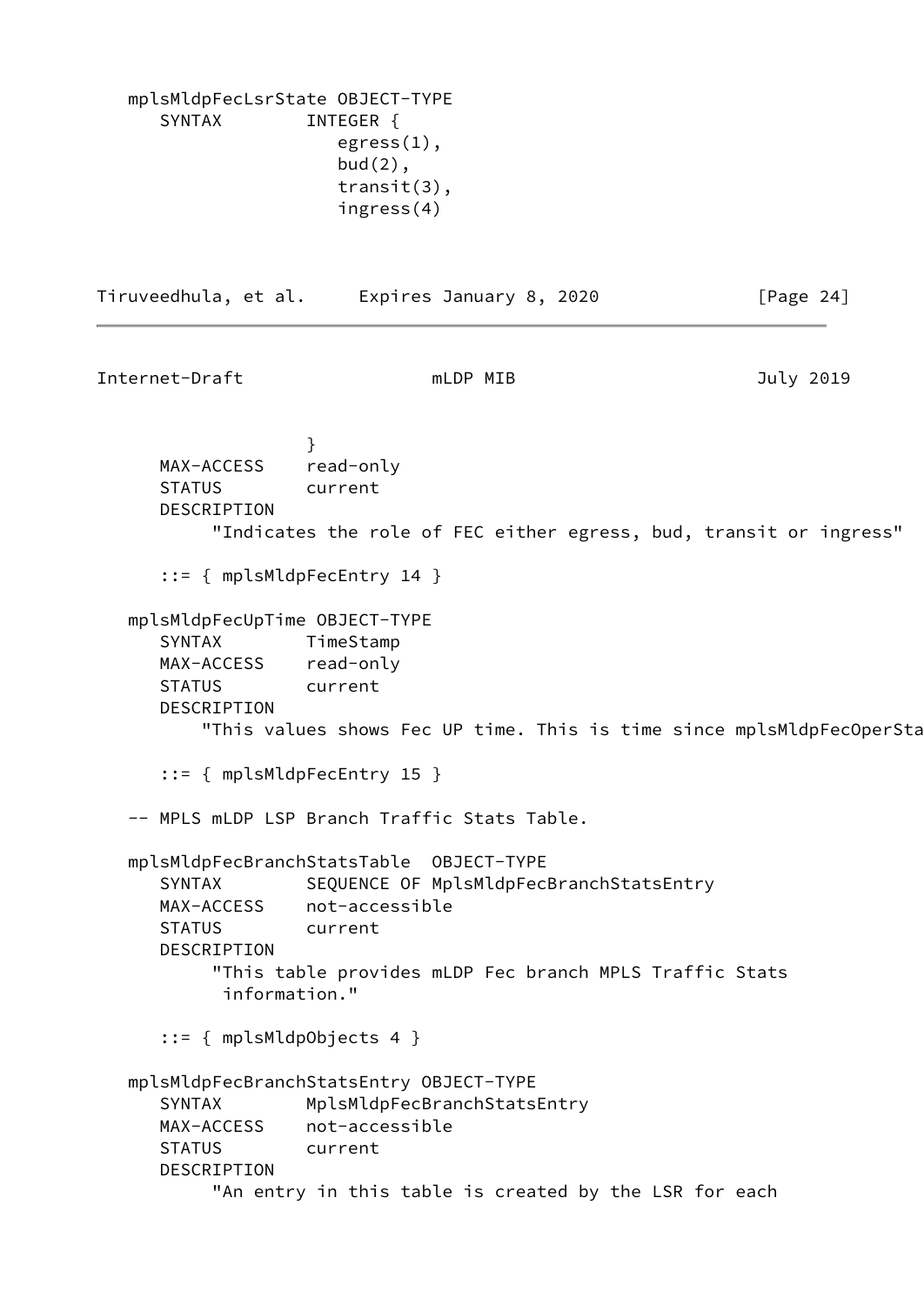```
   mplsMldpFecLsrState OBJECT-TYPE
      SYNTAX        INTEGER {
                       egress(1),
                       bud(2),
                       transit(3),
                       ingress(4)
                    }
      MAX-ACCESS    read-only
      STATUS        current
      DESCRIPTION
           "Indicates the role of FEC either egress, bud, transit or ingress"

      ::= { mplsMldpFecEntry 14 }

   mplsMldpFecUpTime OBJECT-TYPE
      SYNTAX        TimeStamp
      MAX-ACCESS    read-only
      STATUS        current
      DESCRIPTION
          "This values shows Fec UP time. This is time since mplsMldpFecOperSta

      ::= { mplsMldpFecEntry 15 }

   -- MPLS mLDP LSP Branch Traffic Stats Table.

   mplsMldpFecBranchStatsTable  OBJECT-TYPE
      SYNTAX        SEQUENCE OF MplsMldpFecBranchStatsEntry
      MAX-ACCESS    not-accessible
      STATUS        current
      DESCRIPTION
           "This table provides mLDP Fec branch MPLS Traffic Stats
            information."

      ::= { mplsMldpObjects 4 }

   mplsMldpFecBranchStatsEntry OBJECT-TYPE
      SYNTAX        MplsMldpFecBranchStatsEntry
      MAX-ACCESS    not-accessible
      STATUS        current
      DESCRIPTION
           "An entry in this table is created by the LSR for each
```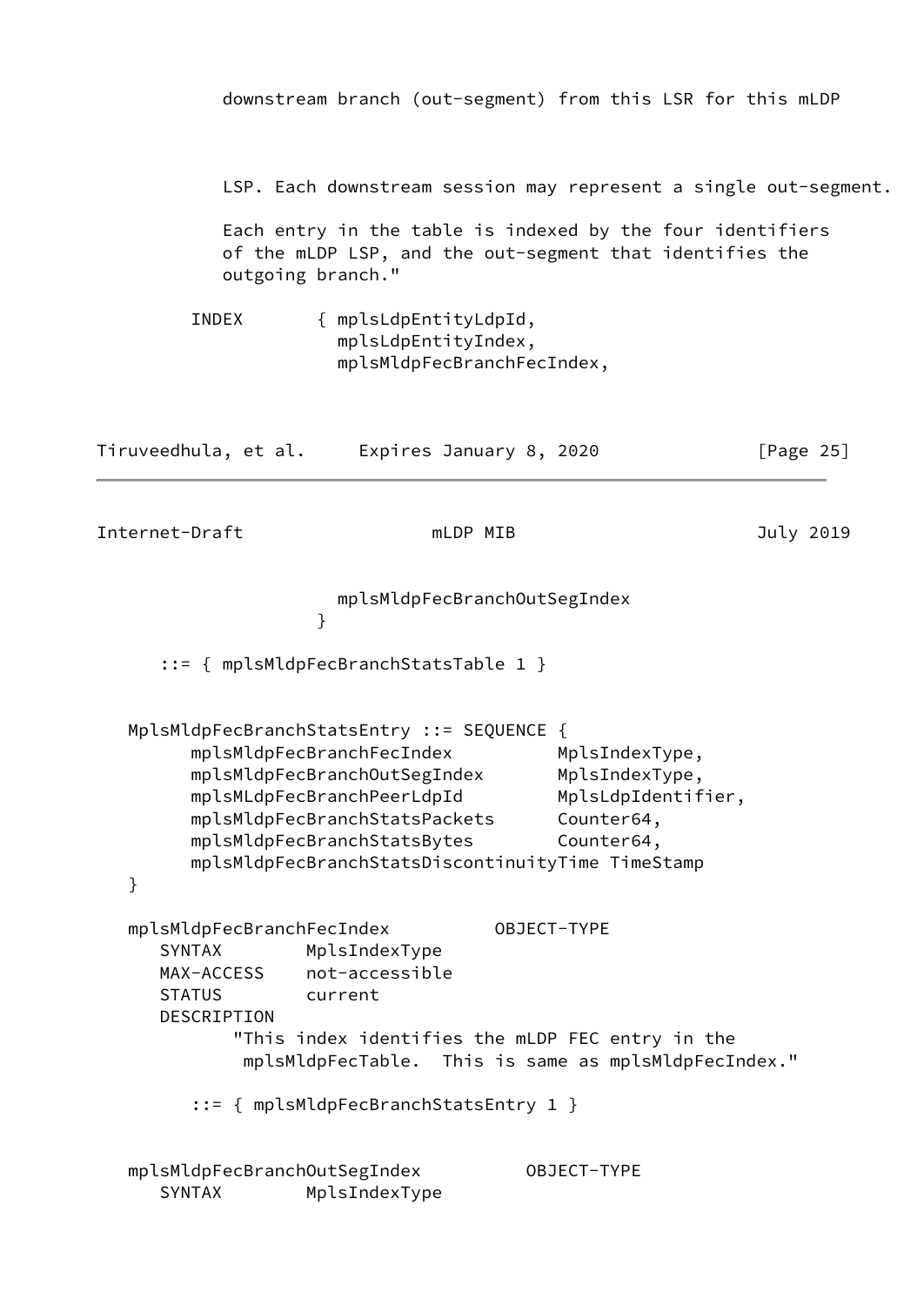```
            downstream branch (out-segment) from this LSR for this mLDP
            LSP. Each downstream session may represent a single out-segment.

            Each entry in the table is indexed by the four identifiers
            of the mLDP LSP, and the out-segment that identifies the
            outgoing branch."

         INDEX       { mplsLdpEntityLdpId,
                       mplsLdpEntityIndex,
                       mplsMldpFecBranchFecIndex,
                       mplsMldpFecBranchOutSegIndex
                     }

      ::= { mplsMldpFecBranchStatsTable 1 }


   MplsMldpFecBranchStatsEntry ::= SEQUENCE {
         mplsMldpFecBranchFecIndex          MplsIndexType,
         mplsMldpFecBranchOutSegIndex       MplsIndexType,
         mplsMLdpFecBranchPeerLdpId         MplsLdpIdentifier,
         mplsMldpFecBranchStatsPackets      Counter64,
         mplsMldpFecBranchStatsBytes        Counter64,
         mplsMldpFecBranchStatsDiscontinuityTime TimeStamp
   }

   mplsMldpFecBranchFecIndex          OBJECT-TYPE
      SYNTAX        MplsIndexType
      MAX-ACCESS    not-accessible
      STATUS        current
      DESCRIPTION
             "This index identifies the mLDP FEC entry in the
              mplsMldpFecTable.  This is same as mplsMldpFecIndex."

         ::= { mplsMldpFecBranchStatsEntry 1 }


   mplsMldpFecBranchOutSegIndex          OBJECT-TYPE
      SYNTAX        MplsIndexType
```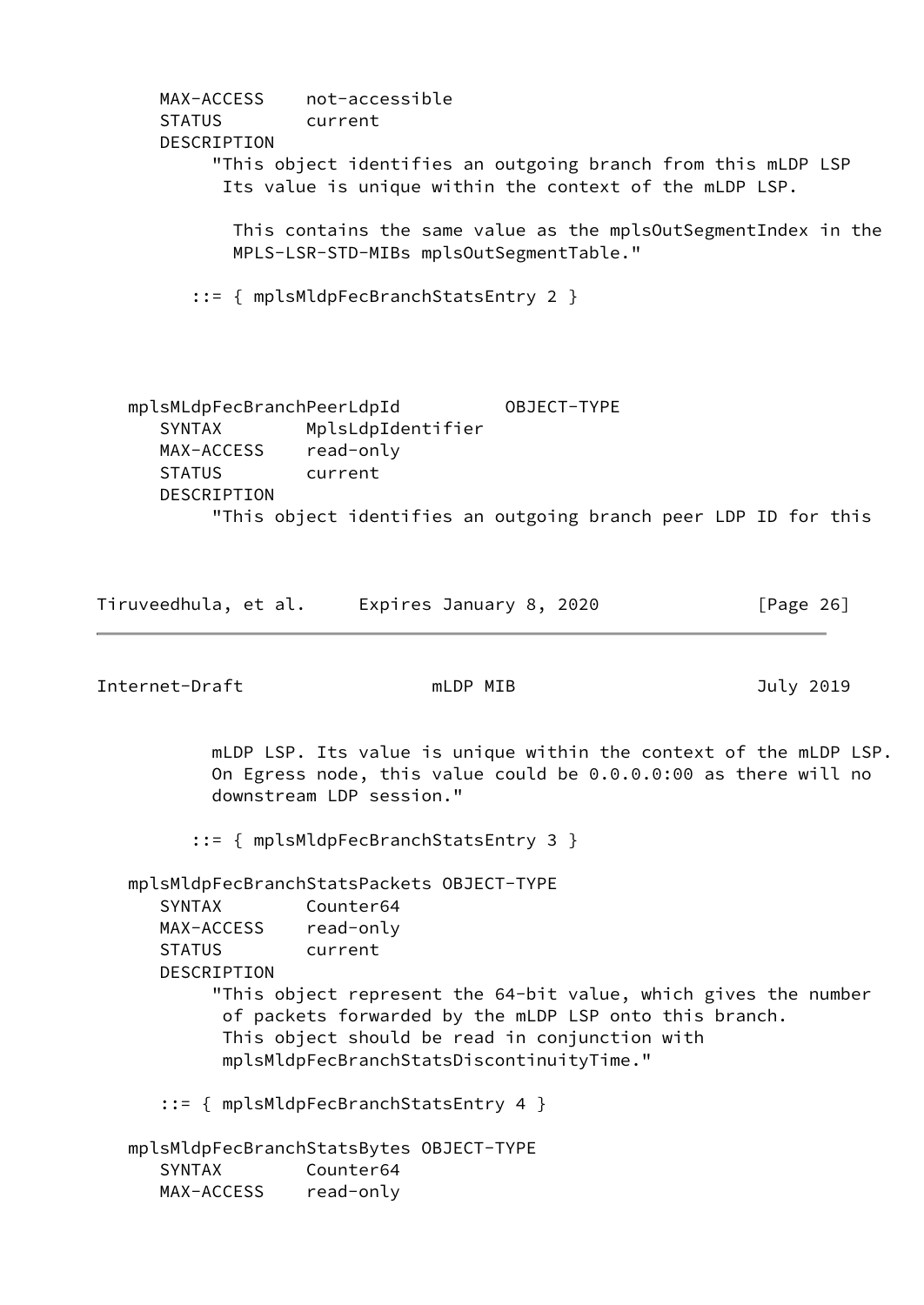```
      MAX-ACCESS    not-accessible
      STATUS        current
      DESCRIPTION
           "This object identifies an outgoing branch from this mLDP LSP
            Its value is unique within the context of the mLDP LSP.

             This contains the same value as the mplsOutSegmentIndex in the
             MPLS-LSR-STD-MIBs mplsOutSegmentTable."

         ::= { mplsMldpFecBranchStatsEntry 2 }




   mplsMLdpFecBranchPeerLdpId          OBJECT-TYPE
      SYNTAX        MplsLdpIdentifier
      MAX-ACCESS    read-only
      STATUS        current
      DESCRIPTION
           "This object identifies an outgoing branch peer LDP ID for this
           mLDP LSP. Its value is unique within the context of the mLDP LSP.
           On Egress node, this value could be 0.0.0.0:00 as there will no
           downstream LDP session."

         ::= { mplsMldpFecBranchStatsEntry 3 }

   mplsMldpFecBranchStatsPackets OBJECT-TYPE
      SYNTAX        Counter64
      MAX-ACCESS    read-only
      STATUS        current
      DESCRIPTION
           "This object represent the 64-bit value, which gives the number
            of packets forwarded by the mLDP LSP onto this branch.
            This object should be read in conjunction with
            mplsMldpFecBranchStatsDiscontinuityTime."

      ::= { mplsMldpFecBranchStatsEntry 4 }

   mplsMldpFecBranchStatsBytes OBJECT-TYPE
      SYNTAX        Counter64
      MAX-ACCESS    read-only
```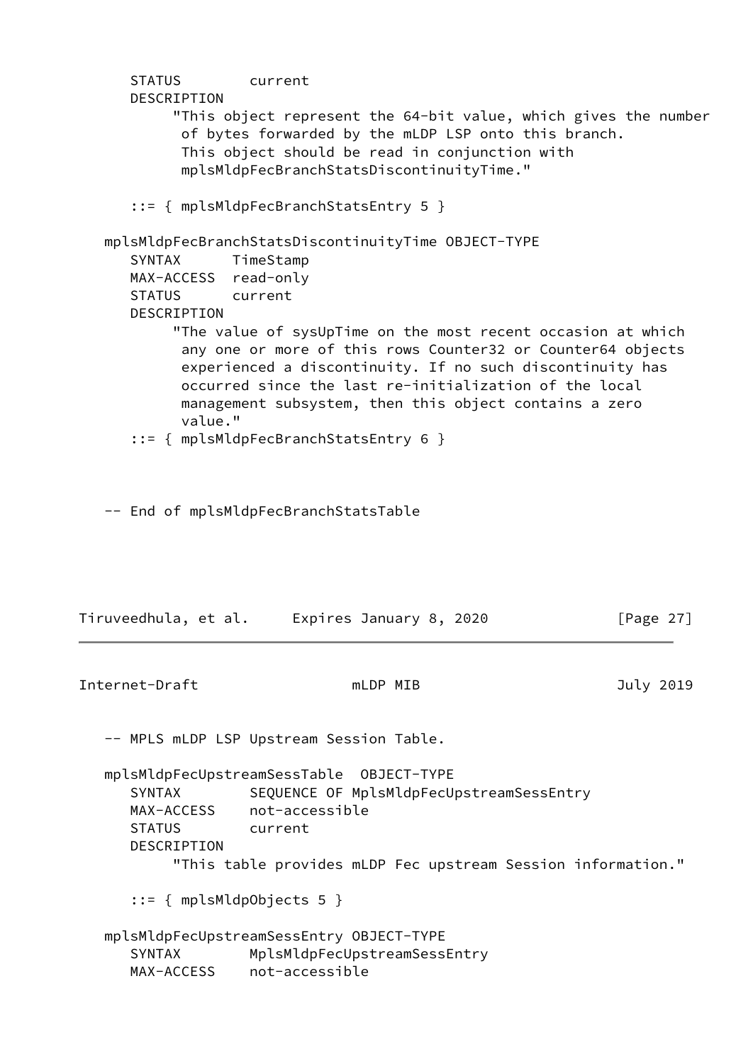```
      STATUS        current
      DESCRIPTION
           "This object represent the 64-bit value, which gives the number
            of bytes forwarded by the mLDP LSP onto this branch.
            This object should be read in conjunction with
            mplsMldpFecBranchStatsDiscontinuityTime."

      ::= { mplsMldpFecBranchStatsEntry 5 }

   mplsMldpFecBranchStatsDiscontinuityTime OBJECT-TYPE
      SYNTAX      TimeStamp
      MAX-ACCESS  read-only
      STATUS      current
      DESCRIPTION
           "The value of sysUpTime on the most recent occasion at which
            any one or more of this rows Counter32 or Counter64 objects
            experienced a discontinuity. If no such discontinuity has
            occurred since the last re-initialization of the local
            management subsystem, then this object contains a zero
            value."
      ::= { mplsMldpFecBranchStatsEntry 6 }



   -- End of mplsMldpFecBranchStatsTable
```

```
   -- MPLS mLDP LSP Upstream Session Table.

   mplsMldpFecUpstreamSessTable  OBJECT-TYPE
      SYNTAX        SEQUENCE OF MplsMldpFecUpstreamSessEntry
      MAX-ACCESS    not-accessible
      STATUS        current
      DESCRIPTION
           "This table provides mLDP Fec upstream Session information."

      ::= { mplsMldpObjects 5 }

   mplsMldpFecUpstreamSessEntry OBJECT-TYPE
      SYNTAX        MplsMldpFecUpstreamSessEntry
      MAX-ACCESS    not-accessible
```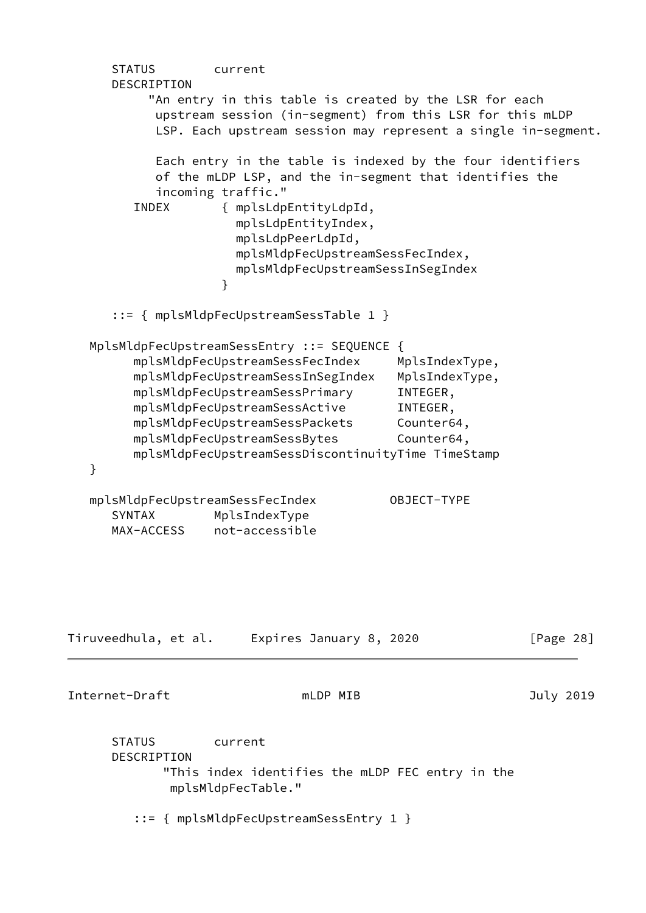```
      STATUS        current
      DESCRIPTION
           "An entry in this table is created by the LSR for each
            upstream session (in-segment) from this LSR for this mLDP
            LSP. Each upstream session may represent a single in-segment.

            Each entry in the table is indexed by the four identifiers
            of the mLDP LSP, and the in-segment that identifies the
            incoming traffic."
         INDEX       { mplsLdpEntityLdpId,
                       mplsLdpEntityIndex,
                       mplsLdpPeerLdpId,
                       mplsMldpFecUpstreamSessFecIndex,
                       mplsMldpFecUpstreamSessInSegIndex
                     }

      ::= { mplsMldpFecUpstreamSessTable 1 }

   MplsMldpFecUpstreamSessEntry ::= SEQUENCE {
         mplsMldpFecUpstreamSessFecIndex     MplsIndexType,
         mplsMldpFecUpstreamSessInSegIndex   MplsIndexType,
         mplsMldpFecUpstreamSessPrimary      INTEGER,
         mplsMldpFecUpstreamSessActive       INTEGER,
         mplsMldpFecUpstreamSessPackets      Counter64,
         mplsMldpFecUpstreamSessBytes        Counter64,
         mplsMldpFecUpstreamSessDiscontinuityTime TimeStamp
   }

   mplsMldpFecUpstreamSessFecIndex          OBJECT-TYPE
      SYNTAX        MplsIndexType
      MAX-ACCESS    not-accessible
      STATUS        current
      DESCRIPTION
             "This index identifies the mLDP FEC entry in the
              mplsMldpFecTable."

         ::= { mplsMldpFecUpstreamSessEntry 1 }
```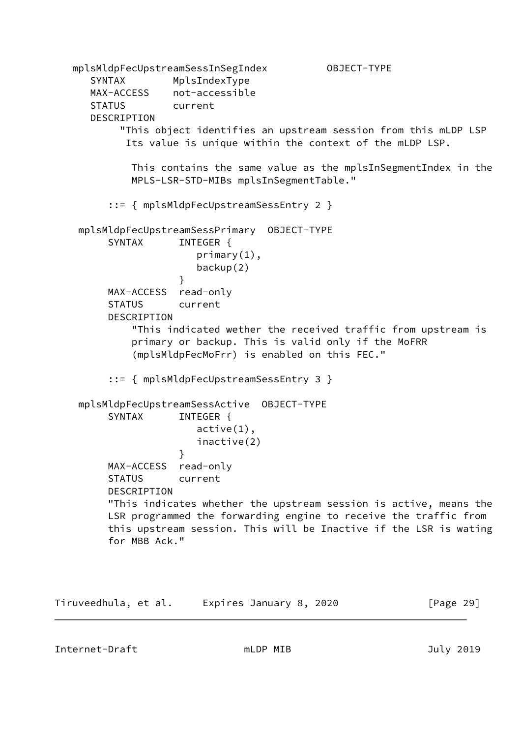```
   mplsMldpFecUpstreamSessInSegIndex          OBJECT-TYPE
      SYNTAX        MplsIndexType
      MAX-ACCESS    not-accessible
      STATUS        current
      DESCRIPTION
           "This object identifies an upstream session from this mLDP LSP
            Its value is unique within the context of the mLDP LSP.

             This contains the same value as the mplsInSegmentIndex in the
             MPLS-LSR-STD-MIBs mplsInSegmentTable."

         ::= { mplsMldpFecUpstreamSessEntry 2 }

    mplsMldpFecUpstreamSessPrimary  OBJECT-TYPE
         SYNTAX      INTEGER {
                        primary(1),
                        backup(2)
                     }
         MAX-ACCESS  read-only
         STATUS      current
         DESCRIPTION
             "This indicated wether the received traffic from upstream is
             primary or backup. This is valid only if the MoFRR
             (mplsMldpFecMoFrr) is enabled on this FEC."

         ::= { mplsMldpFecUpstreamSessEntry 3 }

    mplsMldpFecUpstreamSessActive  OBJECT-TYPE
         SYNTAX      INTEGER {
                        active(1),
                        inactive(2)
                     }
         MAX-ACCESS  read-only
         STATUS      current
         DESCRIPTION
         "This indicates whether the upstream session is active, means the
         LSR programmed the forwarding engine to receive the traffic from
         this upstream session. This will be Inactive if the LSR is wating
         for MBB Ack."
```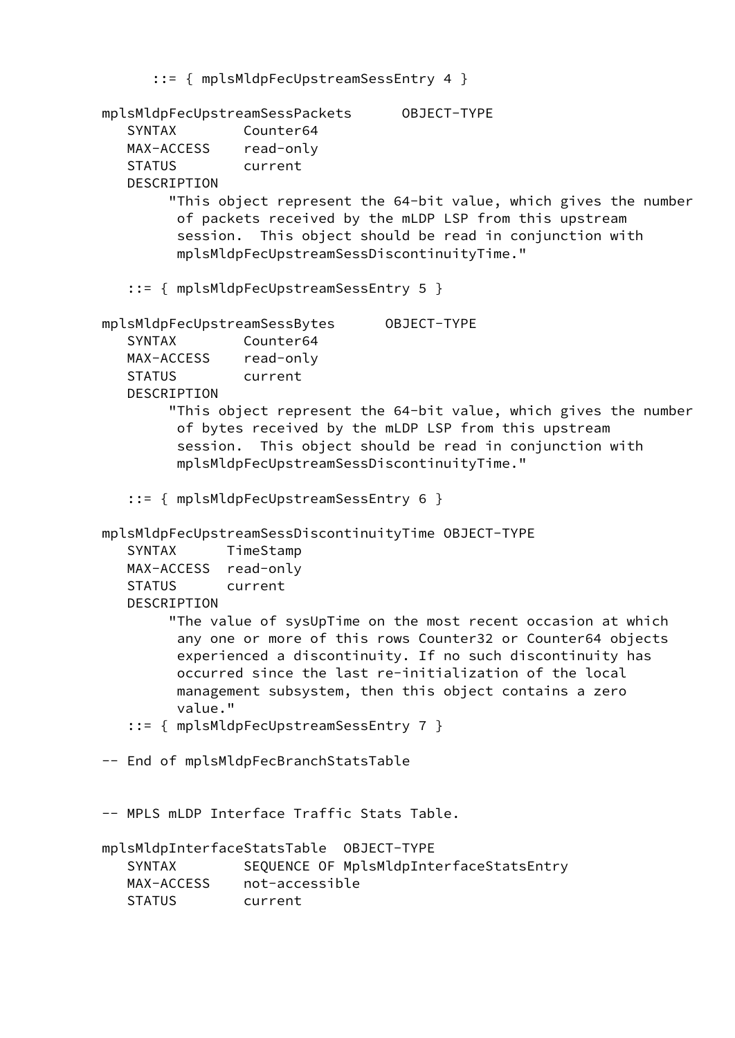```
      ::= { mplsMldpFecUpstreamSessEntry 4 }

   mplsMldpFecUpstreamSessPackets      OBJECT-TYPE
      SYNTAX        Counter64
      MAX-ACCESS    read-only
      STATUS        current
      DESCRIPTION
           "This object represent the 64-bit value, which gives the number
            of packets received by the mLDP LSP from this upstream
            session.  This object should be read in conjunction with
            mplsMldpFecUpstreamSessDiscontinuityTime."

      ::= { mplsMldpFecUpstreamSessEntry 5 }

   mplsMldpFecUpstreamSessBytes      OBJECT-TYPE
      SYNTAX        Counter64
      MAX-ACCESS    read-only
      STATUS        current
      DESCRIPTION
           "This object represent the 64-bit value, which gives the number
            of bytes received by the mLDP LSP from this upstream
            session.  This object should be read in conjunction with
            mplsMldpFecUpstreamSessDiscontinuityTime."

      ::= { mplsMldpFecUpstreamSessEntry 6 }

   mplsMldpFecUpstreamSessDiscontinuityTime OBJECT-TYPE
      SYNTAX      TimeStamp
      MAX-ACCESS  read-only
      STATUS      current
      DESCRIPTION
           "The value of sysUpTime on the most recent occasion at which
            any one or more of this rows Counter32 or Counter64 objects
            experienced a discontinuity. If no such discontinuity has
            occurred since the last re-initialization of the local
            management subsystem, then this object contains a zero
            value."
      ::= { mplsMldpFecUpstreamSessEntry 7 }

   -- End of mplsMldpFecBranchStatsTable


   -- MPLS mLDP Interface Traffic Stats Table.

   mplsMldpInterfaceStatsTable  OBJECT-TYPE
      SYNTAX        SEQUENCE OF MplsMldpInterfaceStatsEntry
      MAX-ACCESS    not-accessible
      STATUS        current
```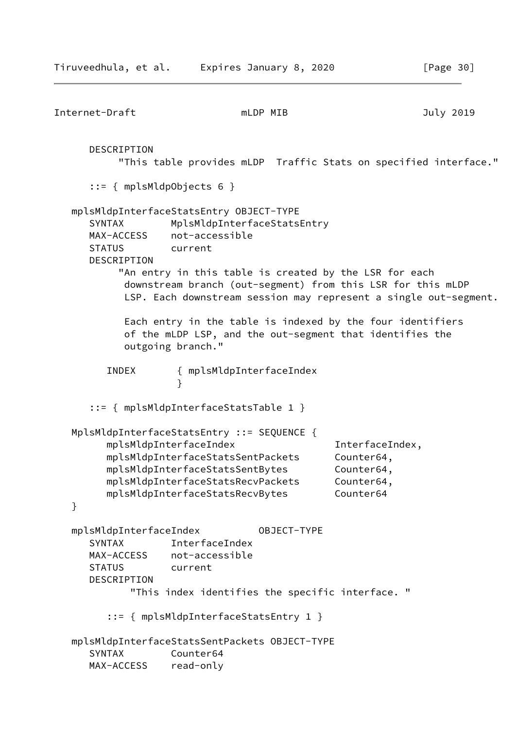```
      DESCRIPTION
           "This table provides mLDP  Traffic Stats on specified interface."

      ::= { mplsMldpObjects 6 }

   mplsMldpInterfaceStatsEntry OBJECT-TYPE
      SYNTAX        MplsMldpInterfaceStatsEntry
      MAX-ACCESS    not-accessible
      STATUS        current
      DESCRIPTION
           "An entry in this table is created by the LSR for each
            downstream branch (out-segment) from this LSR for this mLDP
            LSP. Each downstream session may represent a single out-segment.

            Each entry in the table is indexed by the four identifiers
            of the mLDP LSP, and the out-segment that identifies the
            outgoing branch."

         INDEX       { mplsMldpInterfaceIndex
                     }

      ::= { mplsMldpInterfaceStatsTable 1 }

   MplsMldpInterfaceStatsEntry ::= SEQUENCE {
         mplsMldpInterfaceIndex                 InterfaceIndex,
         mplsMldpInterfaceStatsSentPackets      Counter64,
         mplsMldpInterfaceStatsSentBytes        Counter64,
         mplsMldpInterfaceStatsRecvPackets      Counter64,
         mplsMldpInterfaceStatsRecvBytes        Counter64
   }

   mplsMldpInterfaceIndex          OBJECT-TYPE
      SYNTAX        InterfaceIndex
      MAX-ACCESS    not-accessible
      STATUS        current
      DESCRIPTION
             "This index identifies the specific interface. "

         ::= { mplsMldpInterfaceStatsEntry 1 }

   mplsMldpInterfaceStatsSentPackets OBJECT-TYPE
      SYNTAX        Counter64
      MAX-ACCESS    read-only
```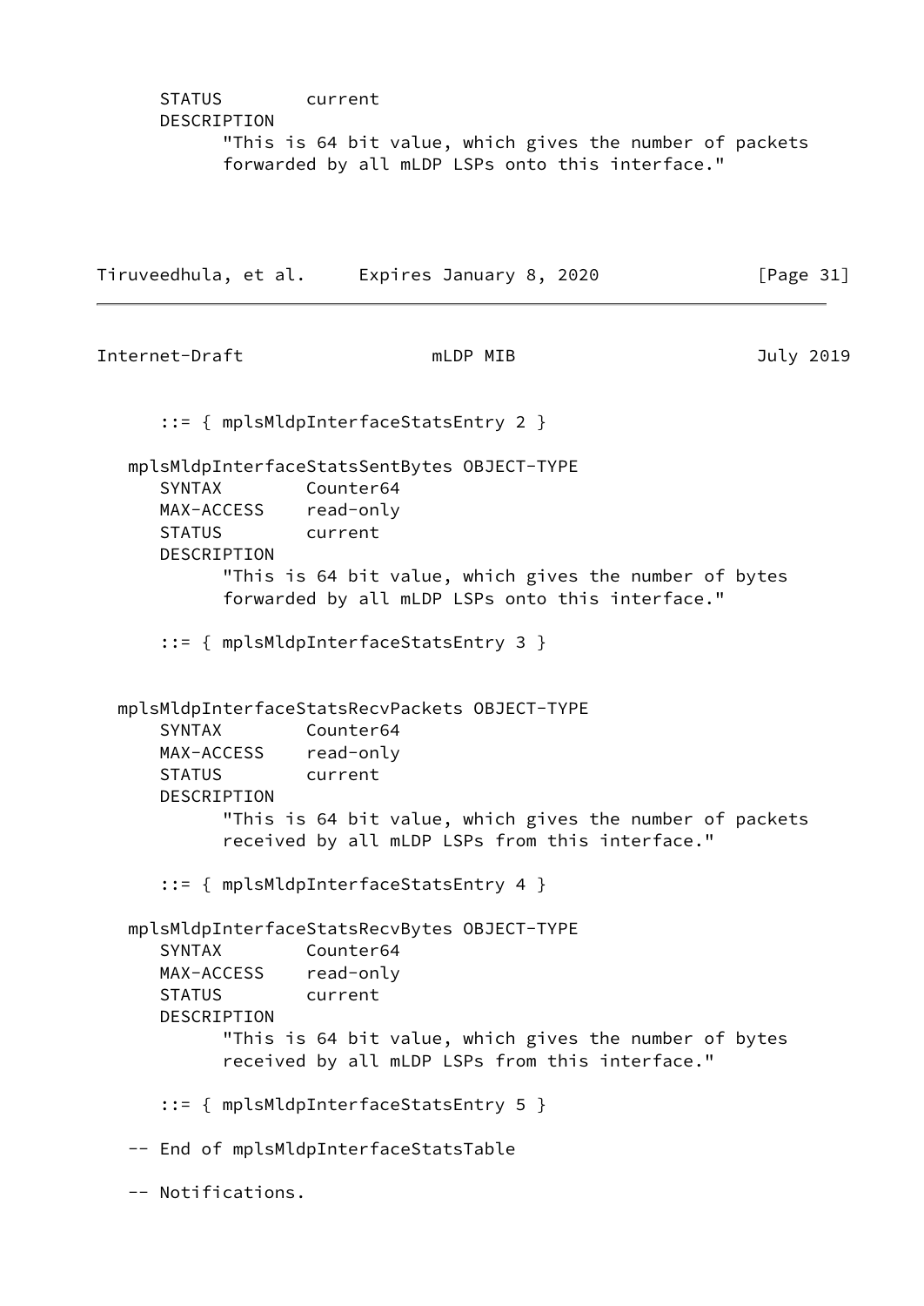```
      STATUS        current
      DESCRIPTION
            "This is 64 bit value, which gives the number of packets
            forwarded by all mLDP LSPs onto this interface."

      ::= { mplsMldpInterfaceStatsEntry 2 }

   mplsMldpInterfaceStatsSentBytes OBJECT-TYPE
      SYNTAX        Counter64
      MAX-ACCESS    read-only
      STATUS        current
      DESCRIPTION
            "This is 64 bit value, which gives the number of bytes
            forwarded by all mLDP LSPs onto this interface."

      ::= { mplsMldpInterfaceStatsEntry 3 }


  mplsMldpInterfaceStatsRecvPackets OBJECT-TYPE
      SYNTAX        Counter64
      MAX-ACCESS    read-only
      STATUS        current
      DESCRIPTION
            "This is 64 bit value, which gives the number of packets
            received by all mLDP LSPs from this interface."

      ::= { mplsMldpInterfaceStatsEntry 4 }

   mplsMldpInterfaceStatsRecvBytes OBJECT-TYPE
      SYNTAX        Counter64
      MAX-ACCESS    read-only
      STATUS        current
      DESCRIPTION
            "This is 64 bit value, which gives the number of bytes
            received by all mLDP LSPs from this interface."

      ::= { mplsMldpInterfaceStatsEntry 5 }

   -- End of mplsMldpInterfaceStatsTable

   -- Notifications.
```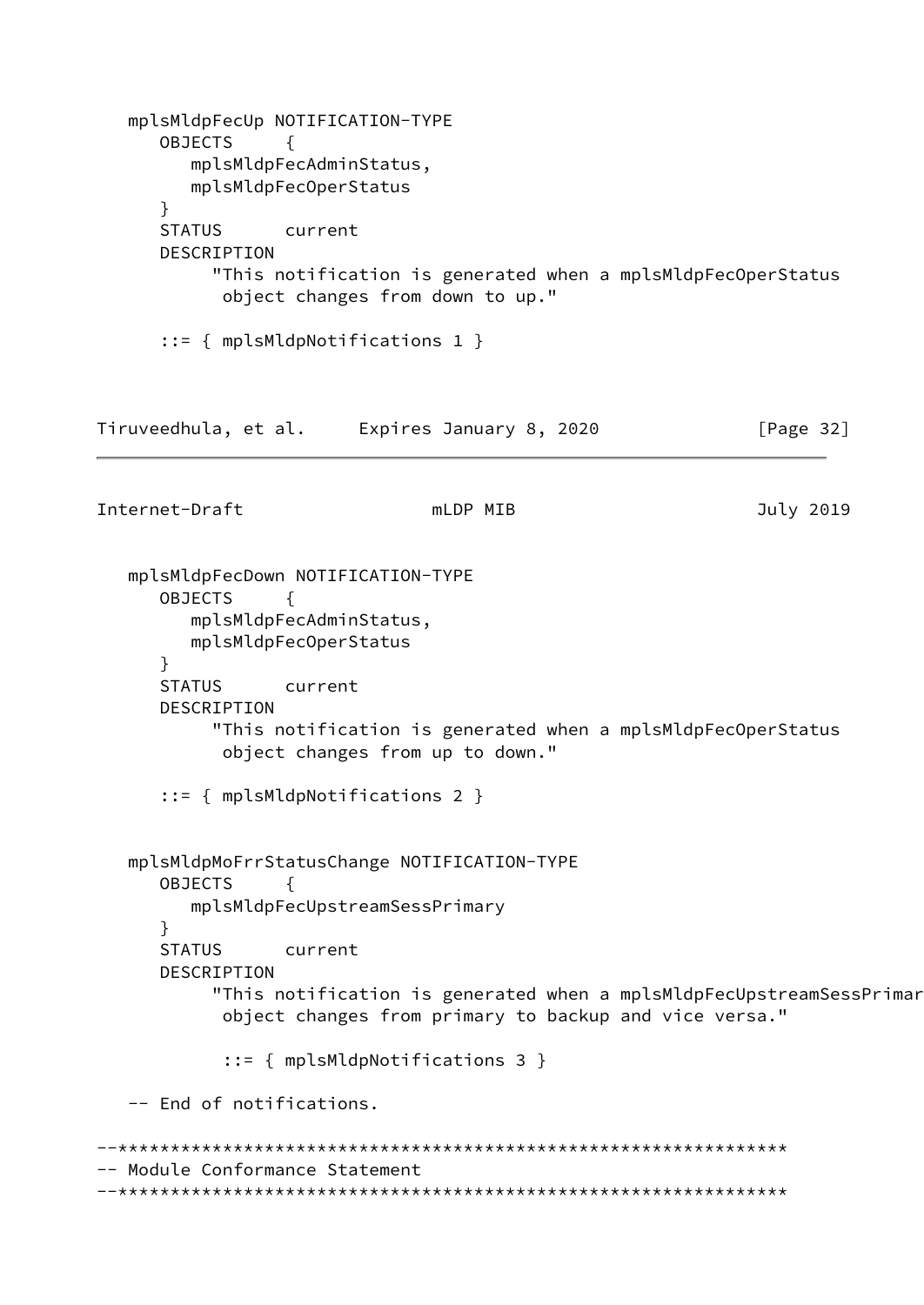```
   mplsMldpFecUp NOTIFICATION-TYPE
      OBJECTS     {
         mplsMldpFecAdminStatus,
         mplsMldpFecOperStatus
      }
      STATUS      current
      DESCRIPTION
           "This notification is generated when a mplsMldpFecOperStatus
            object changes from down to up."

      ::= { mplsMldpNotifications 1 }
```

```
   mplsMldpFecDown NOTIFICATION-TYPE
      OBJECTS     {
         mplsMldpFecAdminStatus,
         mplsMldpFecOperStatus
      }
      STATUS      current
      DESCRIPTION
           "This notification is generated when a mplsMldpFecOperStatus
            object changes from up to down."

      ::= { mplsMldpNotifications 2 }


   mplsMldpMoFrrStatusChange NOTIFICATION-TYPE
      OBJECTS     {
         mplsMldpFecUpstreamSessPrimary
      }
      STATUS      current
      DESCRIPTION
           "This notification is generated when a mplsMldpFecUpstreamSessPrimar
            object changes from primary to backup and vice versa."

            ::= { mplsMldpNotifications 3 }

   -- End of notifications.

--****************************************************************
-- Module Conformance Statement
--****************************************************************
```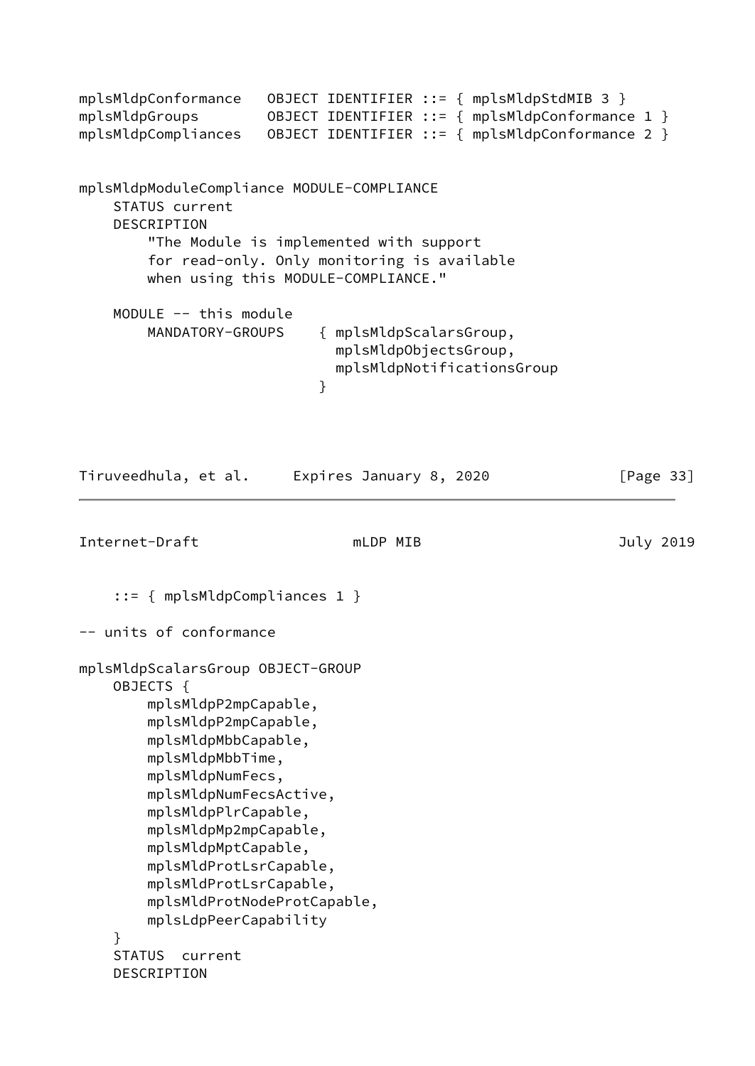```
mplsMldpConformance   OBJECT IDENTIFIER ::= { mplsMldpStdMIB 3 }
mplsMldpGroups        OBJECT IDENTIFIER ::= { mplsMldpConformance 1 }
mplsMldpCompliances   OBJECT IDENTIFIER ::= { mplsMldpConformance 2 }


mplsMldpModuleCompliance MODULE-COMPLIANCE
    STATUS current
    DESCRIPTION
        "The Module is implemented with support
        for read-only. Only monitoring is available
        when using this MODULE-COMPLIANCE."

    MODULE -- this module
        MANDATORY-GROUPS    { mplsMldpScalarsGroup,
                              mplsMldpObjectsGroup,
                              mplsMldpNotificationsGroup
                            }
```

```
    ::= { mplsMldpCompliances 1 }

-- units of conformance

mplsMldpScalarsGroup OBJECT-GROUP
    OBJECTS {
        mplsMldpP2mpCapable,
        mplsMldpP2mpCapable,
        mplsMldpMbbCapable,
        mplsMldpMbbTime,
        mplsMldpNumFecs,
        mplsMldpNumFecsActive,
        mplsMldpPlrCapable,
        mplsMldpMp2mpCapable,
        mplsMldpMptCapable,
        mplsMldProtLsrCapable,
        mplsMldProtLsrCapable,
        mplsMldProtNodeProtCapable,
        mplsLdpPeerCapability
    }
    STATUS  current
    DESCRIPTION
```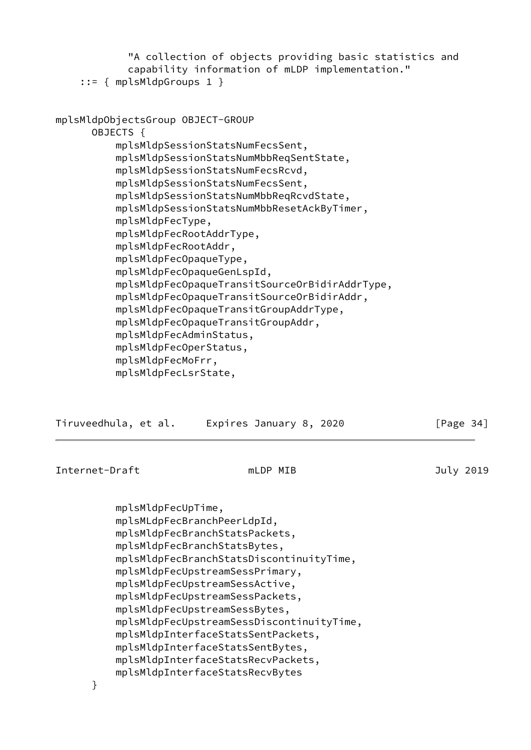```
            "A collection of objects providing basic statistics and
            capability information of mLDP implementation."
    ::= { mplsMldpGroups 1 }


mplsMldpObjectsGroup OBJECT-GROUP
      OBJECTS {
          mplsMldpSessionStatsNumFecsSent,
          mplsMldpSessionStatsNumMbbReqSentState,
          mplsMldpSessionStatsNumFecsRcvd,
          mplsMldpSessionStatsNumFecsSent,
          mplsMldpSessionStatsNumMbbReqRcvdState,
          mplsMldpSessionStatsNumMbbResetAckByTimer,
          mplsMldpFecType,
          mplsMldpFecRootAddrType,
          mplsMldpFecRootAddr,
          mplsMldpFecOpaqueType,
          mplsMldpFecOpaqueGenLspId,
          mplsMldpFecOpaqueTransitSourceOrBidirAddrType,
          mplsMldpFecOpaqueTransitSourceOrBidirAddr,
          mplsMldpFecOpaqueTransitGroupAddrType,
          mplsMldpFecOpaqueTransitGroupAddr,
          mplsMldpFecAdminStatus,
          mplsMldpFecOperStatus,
          mplsMldpFecMoFrr,
          mplsMldpFecLsrState,
          mplsMldpFecUpTime,
          mplsMLdpFecBranchPeerLdpId,
          mplsMldpFecBranchStatsPackets,
          mplsMldpFecBranchStatsBytes,
          mplsMldpFecBranchStatsDiscontinuityTime,
          mplsMldpFecUpstreamSessPrimary,
          mplsMldpFecUpstreamSessActive,
          mplsMldpFecUpstreamSessPackets,
          mplsMldpFecUpstreamSessBytes,
          mplsMldpFecUpstreamSessDiscontinuityTime,
          mplsMldpInterfaceStatsSentPackets,
          mplsMldpInterfaceStatsSentBytes,
          mplsMldpInterfaceStatsRecvPackets,
          mplsMldpInterfaceStatsRecvBytes
      }
```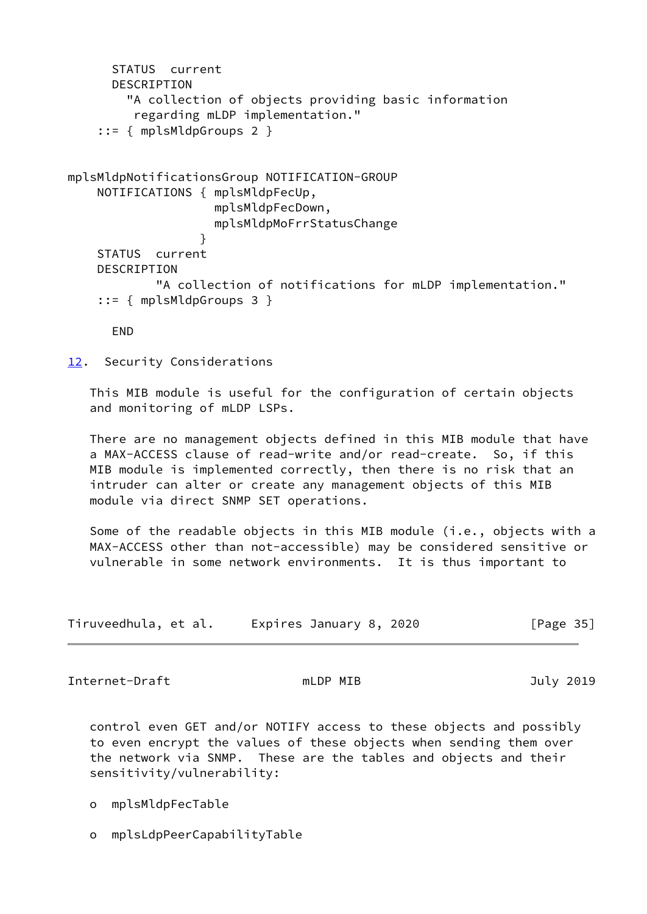```
       STATUS  current
       DESCRIPTION
         "A collection of objects providing basic information
          regarding mLDP implementation."
     ::= { mplsMldpGroups 2 }


mplsMldpNotificationsGroup NOTIFICATION-GROUP
     NOTIFICATIONS { mplsMldpFecUp,
                     mplsMldpFecDown,
                     mplsMldpMoFrrStatusChange
                   }
     STATUS  current
     DESCRIPTION
             "A collection of notifications for mLDP implementation."
     ::= { mplsMldpGroups 3 }

       END
```

## 12. Security Considerations

This MIB module is useful for the configuration of certain objects and monitoring of mLDP LSPs.

There are no management objects defined in this MIB module that have a MAX-ACCESS clause of read-write and/or read-create. So, if this MIB module is implemented correctly, then there is no risk that an intruder can alter or create any management objects of this MIB module via direct SNMP SET operations.

Some of the readable objects in this MIB module (i.e., objects with a MAX-ACCESS other than not-accessible) may be considered sensitive or vulnerable in some network environments. It is thus important to control even GET and/or NOTIFY access to these objects and possibly to even encrypt the values of these objects when sending them over the network via SNMP. These are the tables and objects and their sensitivity/vulnerability:

- mplsMldpFecTable

- mplsLdpPeerCapabilityTable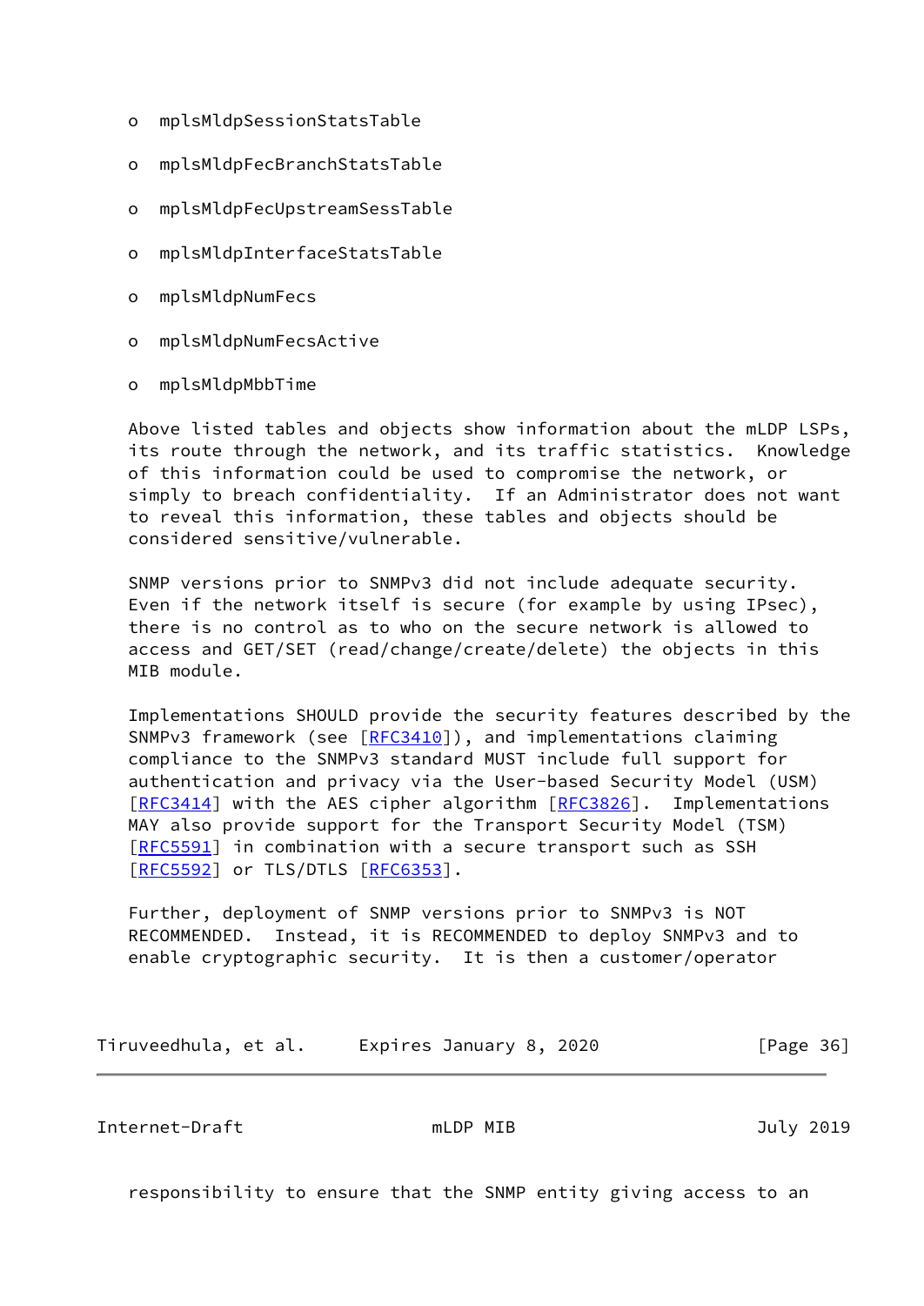- mplsMldpSessionStatsTable
- mplsMldpFecBranchStatsTable
- mplsMldpFecUpstreamSessTable
- mplsMldpInterfaceStatsTable
- mplsMldpNumFecs
- mplsMldpNumFecsActive
- mplsMldpMbbTime

Above listed tables and objects show information about the mLDP LSPs, its route through the network, and its traffic statistics. Knowledge of this information could be used to compromise the network, or simply to breach confidentiality. If an Administrator does not want to reveal this information, these tables and objects should be considered sensitive/vulnerable.

SNMP versions prior to SNMPv3 did not include adequate security. Even if the network itself is secure (for example by using IPsec), there is no control as to who on the secure network is allowed to access and GET/SET (read/change/create/delete) the objects in this MIB module.

Implementations SHOULD provide the security features described by the SNMPv3 framework (see [RFC3410]), and implementations claiming compliance to the SNMPv3 standard MUST include full support for authentication and privacy via the User-based Security Model (USM) [RFC3414] with the AES cipher algorithm [RFC3826]. Implementations MAY also provide support for the Transport Security Model (TSM) [RFC5591] in combination with a secure transport such as SSH [RFC5592] or TLS/DTLS [RFC6353].

Further, deployment of SNMP versions prior to SNMPv3 is NOT RECOMMENDED. Instead, it is RECOMMENDED to deploy SNMPv3 and to enable cryptographic security. It is then a customer/operator responsibility to ensure that the SNMP entity giving access to an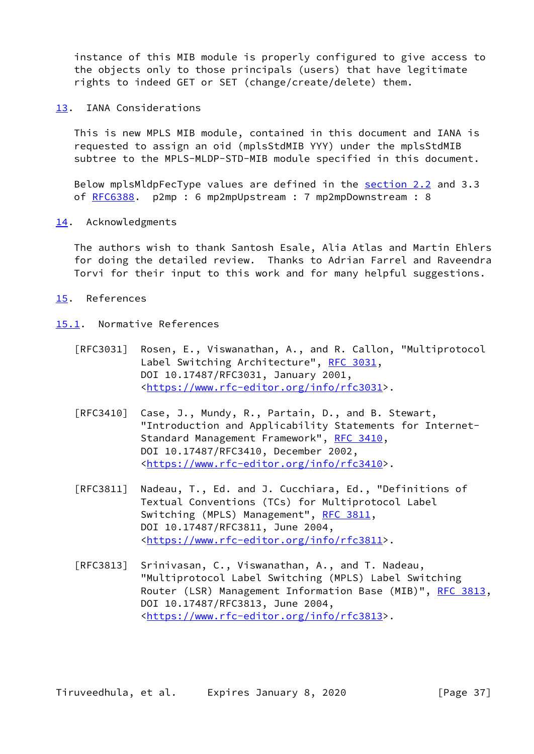instance of this MIB module is properly configured to give access to the objects only to those principals (users) that have legitimate rights to indeed GET or SET (change/create/delete) them.

## 13. IANA Considerations

This is new MPLS MIB module, contained in this document and IANA is requested to assign an oid (mplsStdMIB YYY) under the mplsStdMIB subtree to the MPLS-MLDP-STD-MIB module specified in this document.

Below mplsMldpFecType values are defined in the section 2.2 and 3.3 of RFC6388. p2mp : 6 mp2mpUpstream : 7 mp2mpDownstream : 8

## 14. Acknowledgments

The authors wish to thank Santosh Esale, Alia Atlas and Martin Ehlers for doing the detailed review. Thanks to Adrian Farrel and Raveendra Torvi for their input to this work and for many helpful suggestions.

## 15. References

### 15.1. Normative References

[RFC3031] Rosen, E., Viswanathan, A., and R. Callon, "Multiprotocol Label Switching Architecture", RFC 3031, DOI 10.17487/RFC3031, January 2001, <https://www.rfc-editor.org/info/rfc3031>.

[RFC3410] Case, J., Mundy, R., Partain, D., and B. Stewart, "Introduction and Applicability Statements for Internet-Standard Management Framework", RFC 3410, DOI 10.17487/RFC3410, December 2002, <https://www.rfc-editor.org/info/rfc3410>.

[RFC3811] Nadeau, T., Ed. and J. Cucchiara, Ed., "Definitions of Textual Conventions (TCs) for Multiprotocol Label Switching (MPLS) Management", RFC 3811, DOI 10.17487/RFC3811, June 2004, <https://www.rfc-editor.org/info/rfc3811>.

[RFC3813] Srinivasan, C., Viswanathan, A., and T. Nadeau, "Multiprotocol Label Switching (MPLS) Label Switching Router (LSR) Management Information Base (MIB)", RFC 3813, DOI 10.17487/RFC3813, June 2004, <https://www.rfc-editor.org/info/rfc3813>.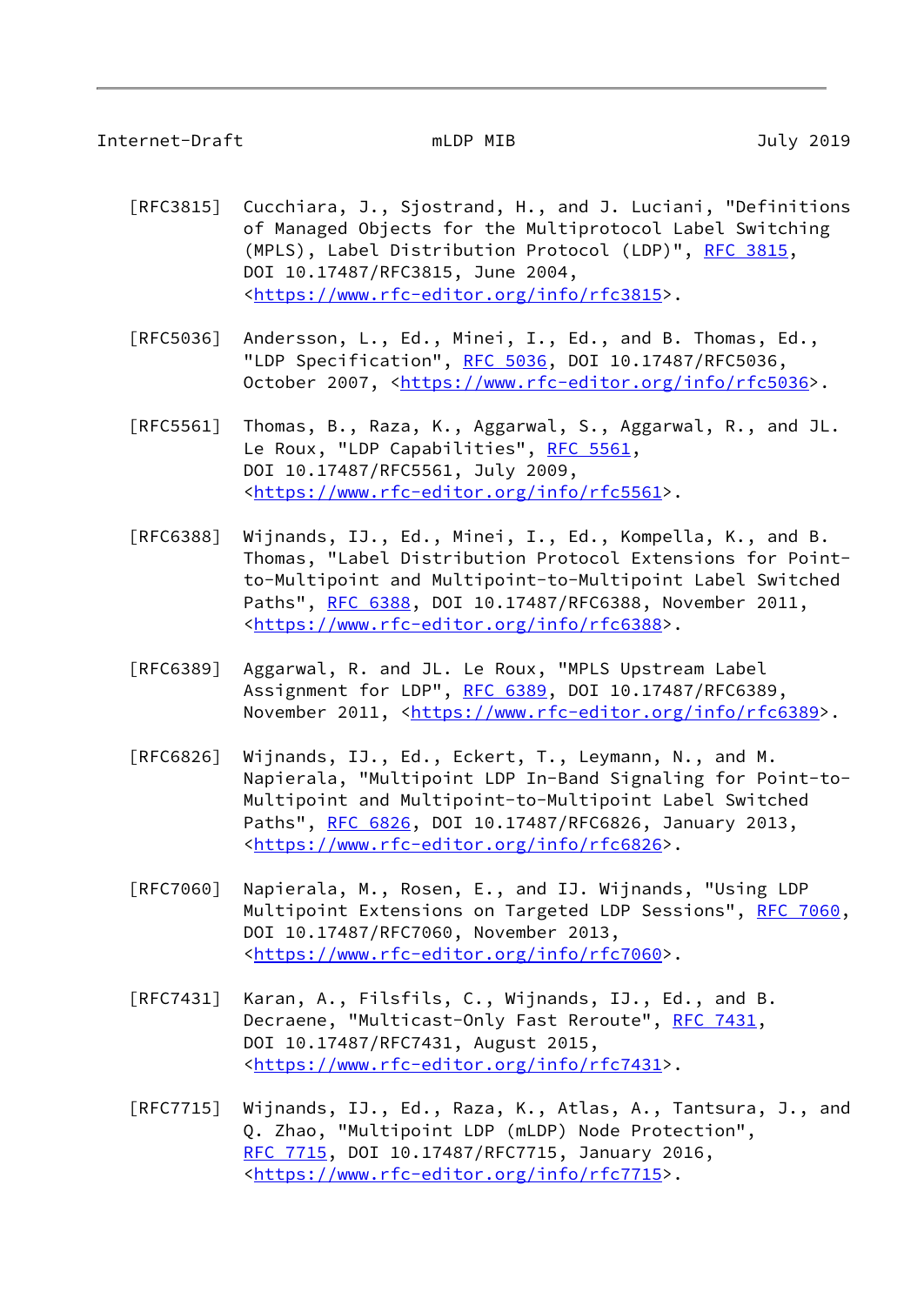[RFC3815] Cucchiara, J., Sjostrand, H., and J. Luciani, "Definitions of Managed Objects for the Multiprotocol Label Switching (MPLS), Label Distribution Protocol (LDP)", RFC 3815, DOI 10.17487/RFC3815, June 2004, <https://www.rfc-editor.org/info/rfc3815>.

[RFC5036] Andersson, L., Ed., Minei, I., Ed., and B. Thomas, Ed., "LDP Specification", RFC 5036, DOI 10.17487/RFC5036, October 2007, <https://www.rfc-editor.org/info/rfc5036>.

[RFC5561] Thomas, B., Raza, K., Aggarwal, S., Aggarwal, R., and JL. Le Roux, "LDP Capabilities", RFC 5561, DOI 10.17487/RFC5561, July 2009, <https://www.rfc-editor.org/info/rfc5561>.

[RFC6388] Wijnands, IJ., Ed., Minei, I., Ed., Kompella, K., and B. Thomas, "Label Distribution Protocol Extensions for Point-to-Multipoint and Multipoint-to-Multipoint Label Switched Paths", RFC 6388, DOI 10.17487/RFC6388, November 2011, <https://www.rfc-editor.org/info/rfc6388>.

[RFC6389] Aggarwal, R. and JL. Le Roux, "MPLS Upstream Label Assignment for LDP", RFC 6389, DOI 10.17487/RFC6389, November 2011, <https://www.rfc-editor.org/info/rfc6389>.

[RFC6826] Wijnands, IJ., Ed., Eckert, T., Leymann, N., and M. Napierala, "Multipoint LDP In-Band Signaling for Point-to-Multipoint and Multipoint-to-Multipoint Label Switched Paths", RFC 6826, DOI 10.17487/RFC6826, January 2013, <https://www.rfc-editor.org/info/rfc6826>.

[RFC7060] Napierala, M., Rosen, E., and IJ. Wijnands, "Using LDP Multipoint Extensions on Targeted LDP Sessions", RFC 7060, DOI 10.17487/RFC7060, November 2013, <https://www.rfc-editor.org/info/rfc7060>.

[RFC7431] Karan, A., Filsfils, C., Wijnands, IJ., Ed., and B. Decraene, "Multicast-Only Fast Reroute", RFC 7431, DOI 10.17487/RFC7431, August 2015, <https://www.rfc-editor.org/info/rfc7431>.

[RFC7715] Wijnands, IJ., Ed., Raza, K., Atlas, A., Tantsura, J., and Q. Zhao, "Multipoint LDP (mLDP) Node Protection", RFC 7715, DOI 10.17487/RFC7715, January 2016, <https://www.rfc-editor.org/info/rfc7715>.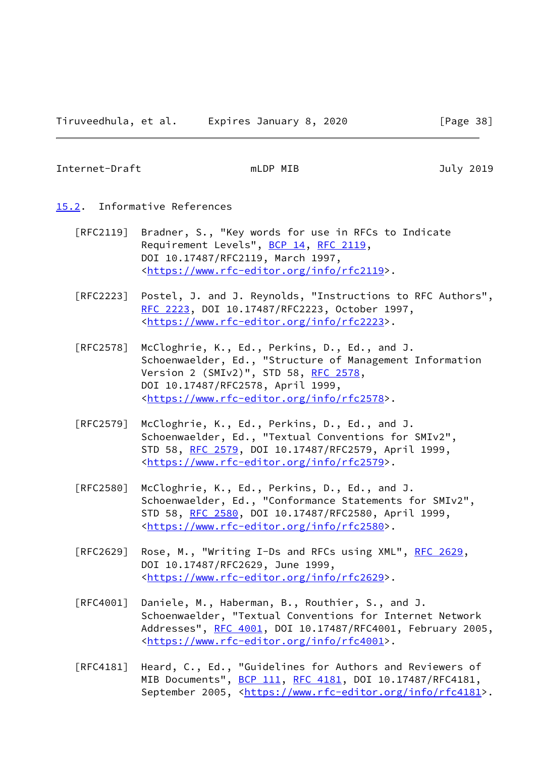## 15.2. Informative References

[RFC2119] Bradner, S., "Key words for use in RFCs to Indicate Requirement Levels", BCP 14, RFC 2119, DOI 10.17487/RFC2119, March 1997, <https://www.rfc-editor.org/info/rfc2119>.

[RFC2223] Postel, J. and J. Reynolds, "Instructions to RFC Authors", RFC 2223, DOI 10.17487/RFC2223, October 1997, <https://www.rfc-editor.org/info/rfc2223>.

[RFC2578] McCloghrie, K., Ed., Perkins, D., Ed., and J. Schoenwaelder, Ed., "Structure of Management Information Version 2 (SMIv2)", STD 58, RFC 2578, DOI 10.17487/RFC2578, April 1999, <https://www.rfc-editor.org/info/rfc2578>.

[RFC2579] McCloghrie, K., Ed., Perkins, D., Ed., and J. Schoenwaelder, Ed., "Textual Conventions for SMIv2", STD 58, RFC 2579, DOI 10.17487/RFC2579, April 1999, <https://www.rfc-editor.org/info/rfc2579>.

[RFC2580] McCloghrie, K., Ed., Perkins, D., Ed., and J. Schoenwaelder, Ed., "Conformance Statements for SMIv2", STD 58, RFC 2580, DOI 10.17487/RFC2580, April 1999, <https://www.rfc-editor.org/info/rfc2580>.

[RFC2629] Rose, M., "Writing I-Ds and RFCs using XML", RFC 2629, DOI 10.17487/RFC2629, June 1999, <https://www.rfc-editor.org/info/rfc2629>.

[RFC4001] Daniele, M., Haberman, B., Routhier, S., and J. Schoenwaelder, "Textual Conventions for Internet Network Addresses", RFC 4001, DOI 10.17487/RFC4001, February 2005, <https://www.rfc-editor.org/info/rfc4001>.

[RFC4181] Heard, C., Ed., "Guidelines for Authors and Reviewers of MIB Documents", BCP 111, RFC 4181, DOI 10.17487/RFC4181, September 2005, <https://www.rfc-editor.org/info/rfc4181>.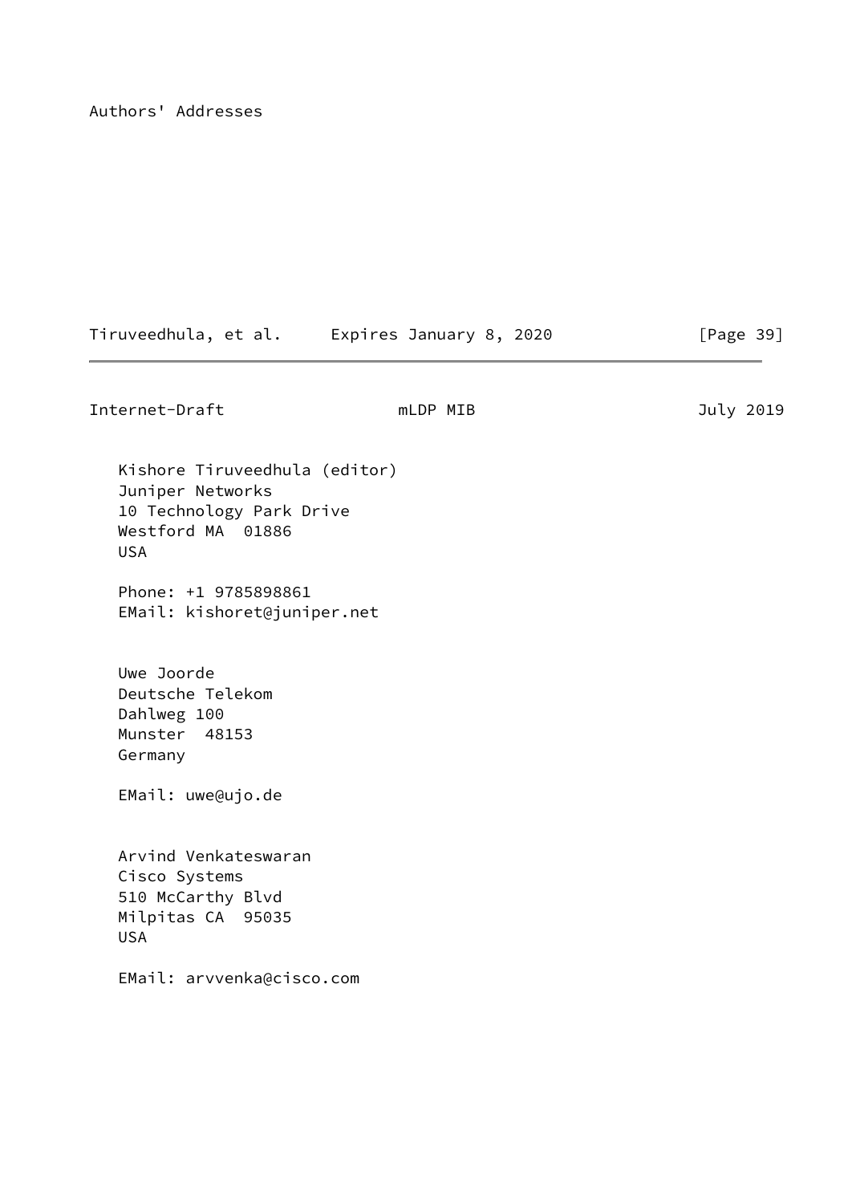## Authors' Addresses

Kishore Tiruveedhula (editor)
Juniper Networks
10 Technology Park Drive
Westford MA  01886
USA

Phone: +1 9785898861
EMail: kishoret@juniper.net

Uwe Joorde
Deutsche Telekom
Dahlweg 100
Munster  48153
Germany

EMail: uwe@ujo.de

Arvind Venkateswaran
Cisco Systems
510 McCarthy Blvd
Milpitas CA  95035
USA

EMail: arvvenka@cisco.com